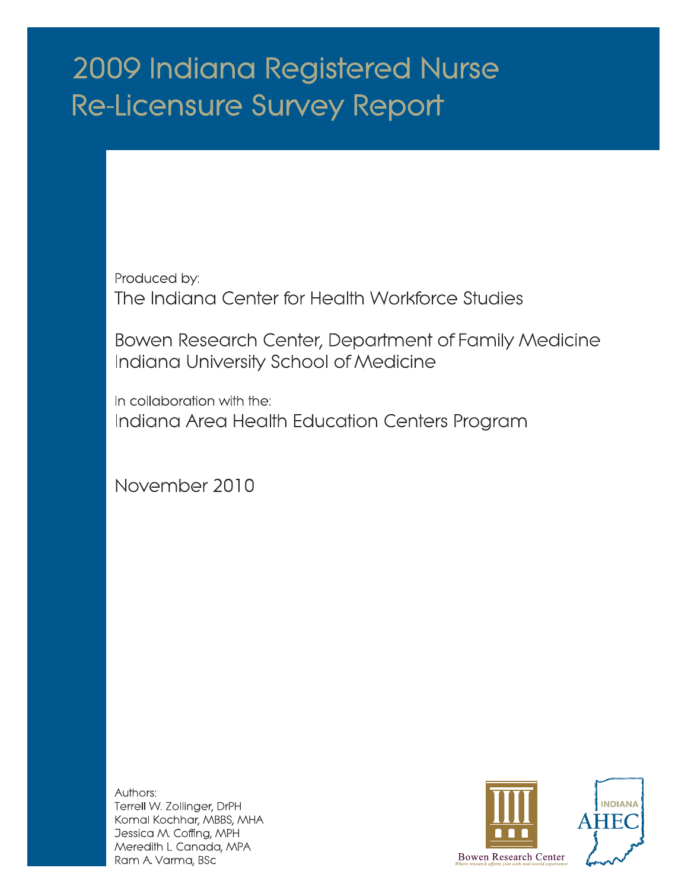# 2009 Indiana Registered Nurse Re-Licensure Survey Report

Produced by:

The Indiana Center for Health Workforce Studies

Bowen Research Center, Department of Family Medicine
Indiana University School of Medicine

In collaboration with the:

Indiana Area Health Education Centers Program

November 2010

Authors:
Terrell W. Zollinger, DrPH
Komal Kochhar, MBBS, MHA
Jessica M. Coffing, MPH
Meredith L. Canada, MPA
Ram A. Varma, BSc

Bowen Research Center
*Where research efforts join with real-world experience*

INDIANA AHEC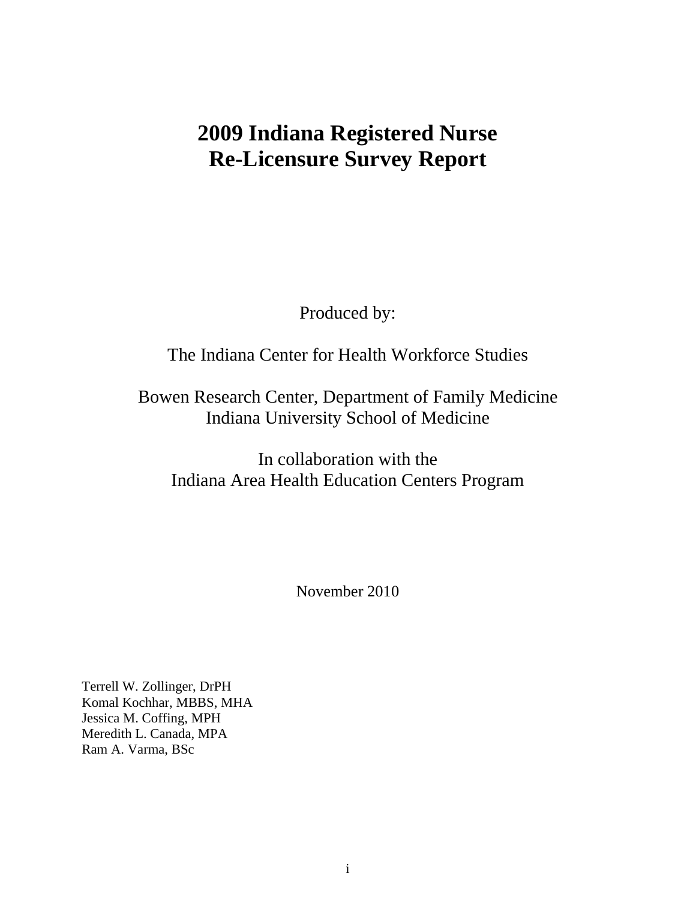# 2009 Indiana Registered Nurse Re-Licensure Survey Report

Produced by:

The Indiana Center for Health Workforce Studies

Bowen Research Center, Department of Family Medicine
Indiana University School of Medicine

In collaboration with the
Indiana Area Health Education Centers Program

November 2010

Terrell W. Zollinger, DrPH
Komal Kochhar, MBBS, MHA
Jessica M. Coffing, MPH
Meredith L. Canada, MPA
Ram A. Varma, BSc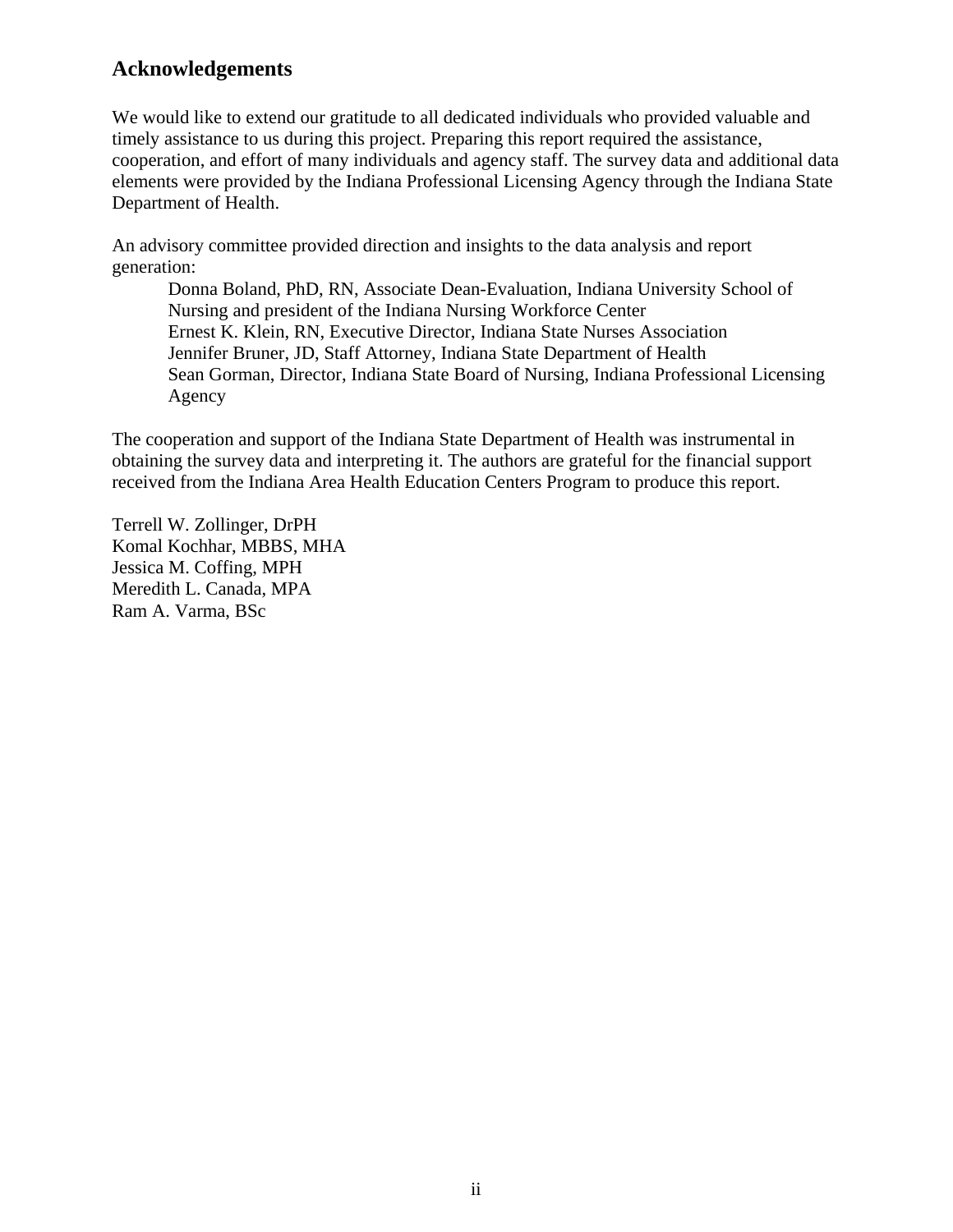## Acknowledgements

We would like to extend our gratitude to all dedicated individuals who provided valuable and timely assistance to us during this project. Preparing this report required the assistance, cooperation, and effort of many individuals and agency staff. The survey data and additional data elements were provided by the Indiana Professional Licensing Agency through the Indiana State Department of Health.

An advisory committee provided direction and insights to the data analysis and report generation:

Donna Boland, PhD, RN, Associate Dean-Evaluation, Indiana University School of Nursing and president of the Indiana Nursing Workforce Center
Ernest K. Klein, RN, Executive Director, Indiana State Nurses Association
Jennifer Bruner, JD, Staff Attorney, Indiana State Department of Health
Sean Gorman, Director, Indiana State Board of Nursing, Indiana Professional Licensing Agency

The cooperation and support of the Indiana State Department of Health was instrumental in obtaining the survey data and interpreting it. The authors are grateful for the financial support received from the Indiana Area Health Education Centers Program to produce this report.

Terrell W. Zollinger, DrPH
Komal Kochhar, MBBS, MHA
Jessica M. Coffing, MPH
Meredith L. Canada, MPA
Ram A. Varma, BSc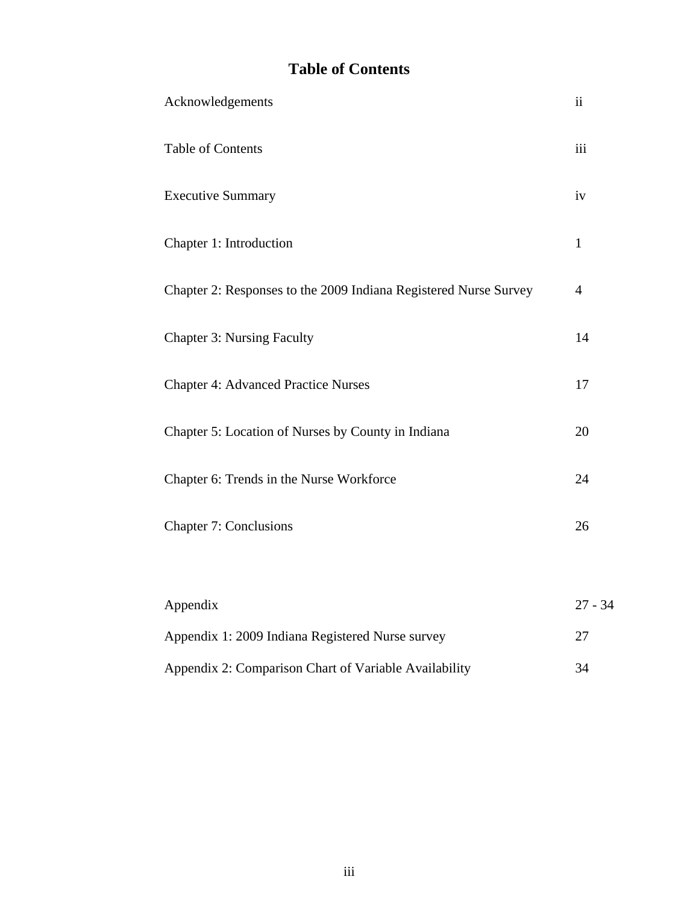# Table of Contents

| | |
|---|---|
| Acknowledgements | ii |
| Table of Contents | iii |
| Executive Summary | iv |
| Chapter 1: Introduction | 1 |
| Chapter 2: Responses to the 2009 Indiana Registered Nurse Survey | 4 |
| Chapter 3: Nursing Faculty | 14 |
| Chapter 4: Advanced Practice Nurses | 17 |
| Chapter 5: Location of Nurses by County in Indiana | 20 |
| Chapter 6: Trends in the Nurse Workforce | 24 |
| Chapter 7: Conclusions | 26 |
| | |
| Appendix | 27 - 34 |
| Appendix 1: 2009 Indiana Registered Nurse survey | 27 |
| Appendix 2: Comparison Chart of Variable Availability | 34 |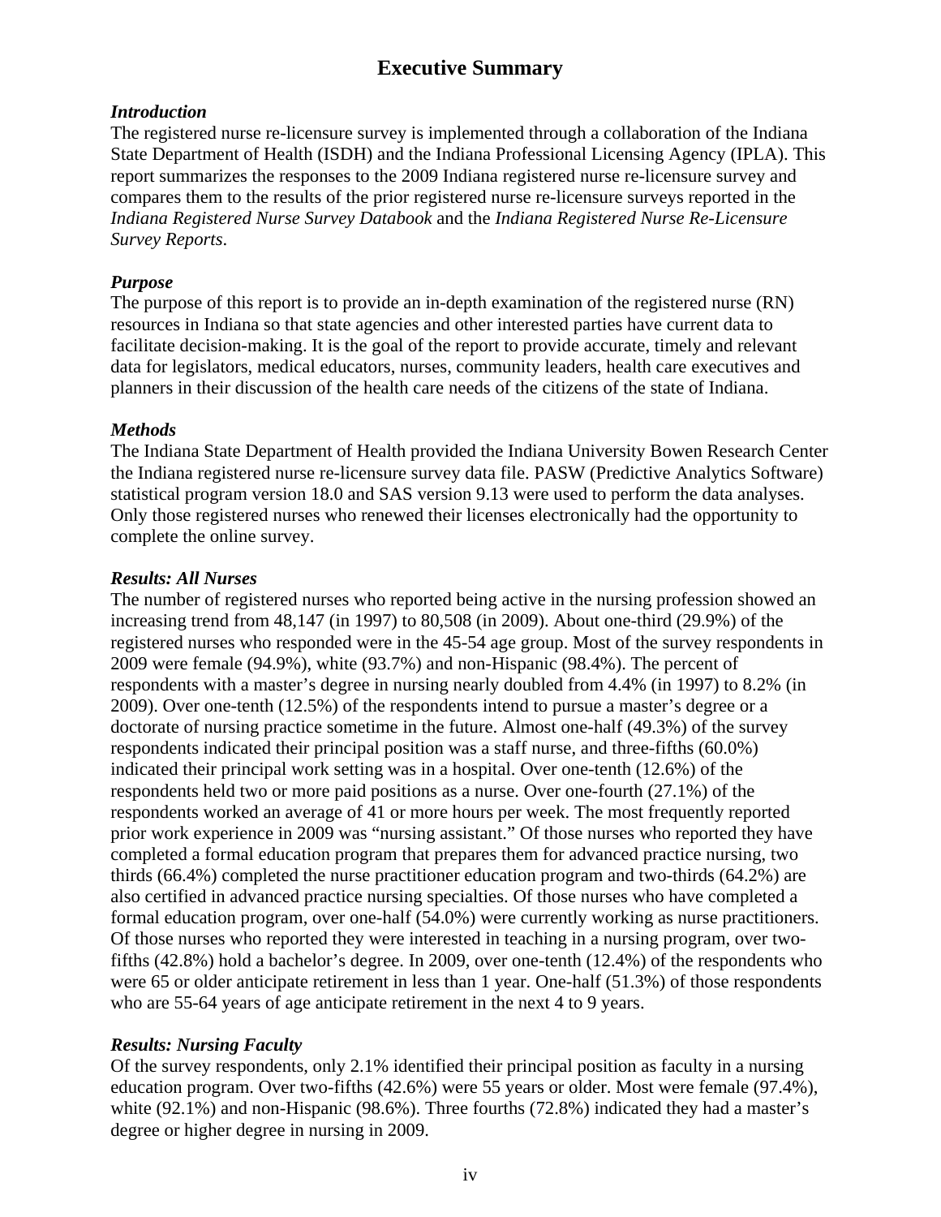# Executive Summary

### *Introduction*

The registered nurse re-licensure survey is implemented through a collaboration of the Indiana State Department of Health (ISDH) and the Indiana Professional Licensing Agency (IPLA). This report summarizes the responses to the 2009 Indiana registered nurse re-licensure survey and compares them to the results of the prior registered nurse re-licensure surveys reported in the *Indiana Registered Nurse Survey Databook* and the *Indiana Registered Nurse Re-Licensure Survey Reports*.

### *Purpose*

The purpose of this report is to provide an in-depth examination of the registered nurse (RN) resources in Indiana so that state agencies and other interested parties have current data to facilitate decision-making. It is the goal of the report to provide accurate, timely and relevant data for legislators, medical educators, nurses, community leaders, health care executives and planners in their discussion of the health care needs of the citizens of the state of Indiana.

### *Methods*

The Indiana State Department of Health provided the Indiana University Bowen Research Center the Indiana registered nurse re-licensure survey data file. PASW (Predictive Analytics Software) statistical program version 18.0 and SAS version 9.13 were used to perform the data analyses. Only those registered nurses who renewed their licenses electronically had the opportunity to complete the online survey.

### *Results: All Nurses*

The number of registered nurses who reported being active in the nursing profession showed an increasing trend from 48,147 (in 1997) to 80,508 (in 2009). About one-third (29.9%) of the registered nurses who responded were in the 45-54 age group. Most of the survey respondents in 2009 were female (94.9%), white (93.7%) and non-Hispanic (98.4%). The percent of respondents with a master's degree in nursing nearly doubled from 4.4% (in 1997) to 8.2% (in 2009). Over one-tenth (12.5%) of the respondents intend to pursue a master's degree or a doctorate of nursing practice sometime in the future. Almost one-half (49.3%) of the survey respondents indicated their principal position was a staff nurse, and three-fifths (60.0%) indicated their principal work setting was in a hospital. Over one-tenth (12.6%) of the respondents held two or more paid positions as a nurse. Over one-fourth (27.1%) of the respondents worked an average of 41 or more hours per week. The most frequently reported prior work experience in 2009 was "nursing assistant." Of those nurses who reported they have completed a formal education program that prepares them for advanced practice nursing, two thirds (66.4%) completed the nurse practitioner education program and two-thirds (64.2%) are also certified in advanced practice nursing specialties. Of those nurses who have completed a formal education program, over one-half (54.0%) were currently working as nurse practitioners. Of those nurses who reported they were interested in teaching in a nursing program, over two-fifths (42.8%) hold a bachelor's degree. In 2009, over one-tenth (12.4%) of the respondents who were 65 or older anticipate retirement in less than 1 year. One-half (51.3%) of those respondents who are 55-64 years of age anticipate retirement in the next 4 to 9 years.

### *Results: Nursing Faculty*

Of the survey respondents, only 2.1% identified their principal position as faculty in a nursing education program. Over two-fifths (42.6%) were 55 years or older. Most were female (97.4%), white (92.1%) and non-Hispanic (98.6%). Three fourths (72.8%) indicated they had a master's degree or higher degree in nursing in 2009.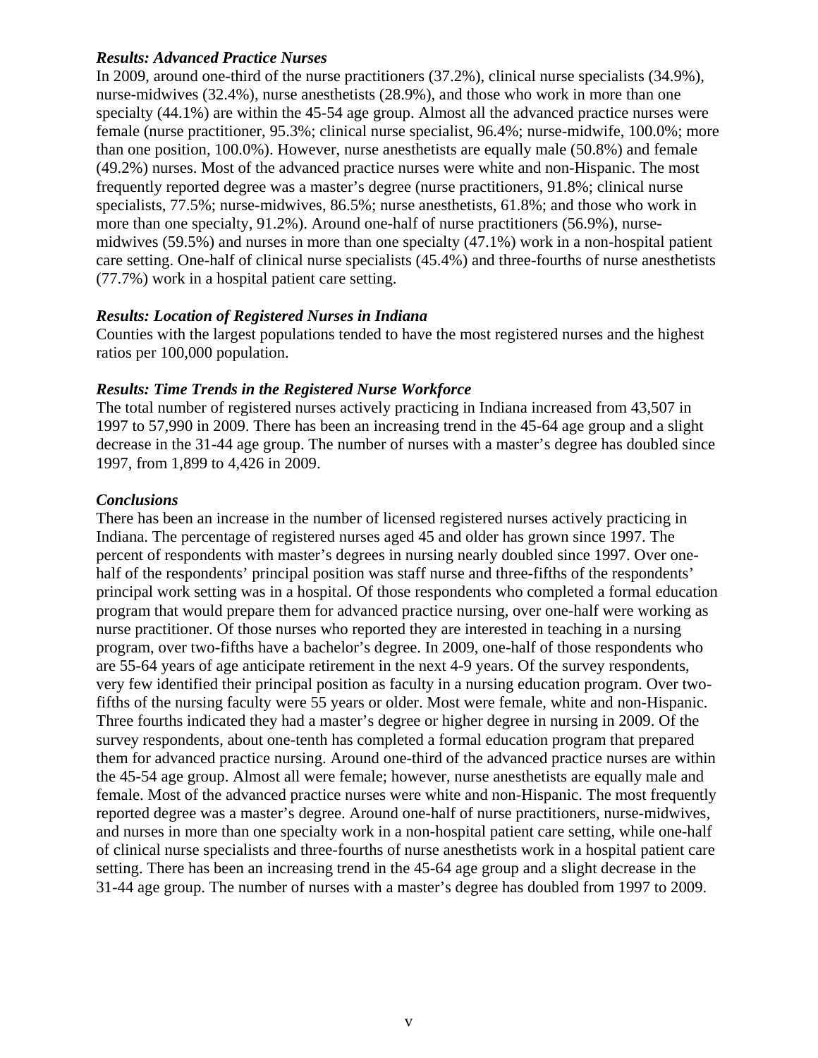***Results: Advanced Practice Nurses***

In 2009, around one-third of the nurse practitioners (37.2%), clinical nurse specialists (34.9%), nurse-midwives (32.4%), nurse anesthetists (28.9%), and those who work in more than one specialty (44.1%) are within the 45-54 age group. Almost all the advanced practice nurses were female (nurse practitioner, 95.3%; clinical nurse specialist, 96.4%; nurse-midwife, 100.0%; more than one position, 100.0%). However, nurse anesthetists are equally male (50.8%) and female (49.2%) nurses. Most of the advanced practice nurses were white and non-Hispanic. The most frequently reported degree was a master's degree (nurse practitioners, 91.8%; clinical nurse specialists, 77.5%; nurse-midwives, 86.5%; nurse anesthetists, 61.8%; and those who work in more than one specialty, 91.2%). Around one-half of nurse practitioners (56.9%), nurse-midwives (59.5%) and nurses in more than one specialty (47.1%) work in a non-hospital patient care setting. One-half of clinical nurse specialists (45.4%) and three-fourths of nurse anesthetists (77.7%) work in a hospital patient care setting.

***Results: Location of Registered Nurses in Indiana***

Counties with the largest populations tended to have the most registered nurses and the highest ratios per 100,000 population.

***Results: Time Trends in the Registered Nurse Workforce***

The total number of registered nurses actively practicing in Indiana increased from 43,507 in 1997 to 57,990 in 2009. There has been an increasing trend in the 45-64 age group and a slight decrease in the 31-44 age group. The number of nurses with a master's degree has doubled since 1997, from 1,899 to 4,426 in 2009.

***Conclusions***

There has been an increase in the number of licensed registered nurses actively practicing in Indiana. The percentage of registered nurses aged 45 and older has grown since 1997. The percent of respondents with master's degrees in nursing nearly doubled since 1997. Over one-half of the respondents' principal position was staff nurse and three-fifths of the respondents' principal work setting was in a hospital. Of those respondents who completed a formal education program that would prepare them for advanced practice nursing, over one-half were working as nurse practitioner. Of those nurses who reported they are interested in teaching in a nursing program, over two-fifths have a bachelor's degree. In 2009, one-half of those respondents who are 55-64 years of age anticipate retirement in the next 4-9 years. Of the survey respondents, very few identified their principal position as faculty in a nursing education program. Over two-fifths of the nursing faculty were 55 years or older. Most were female, white and non-Hispanic. Three fourths indicated they had a master's degree or higher degree in nursing in 2009. Of the survey respondents, about one-tenth has completed a formal education program that prepared them for advanced practice nursing. Around one-third of the advanced practice nurses are within the 45-54 age group. Almost all were female; however, nurse anesthetists are equally male and female. Most of the advanced practice nurses were white and non-Hispanic. The most frequently reported degree was a master's degree. Around one-half of nurse practitioners, nurse-midwives, and nurses in more than one specialty work in a non-hospital patient care setting, while one-half of clinical nurse specialists and three-fourths of nurse anesthetists work in a hospital patient care setting. There has been an increasing trend in the 45-64 age group and a slight decrease in the 31-44 age group. The number of nurses with a master's degree has doubled from 1997 to 2009.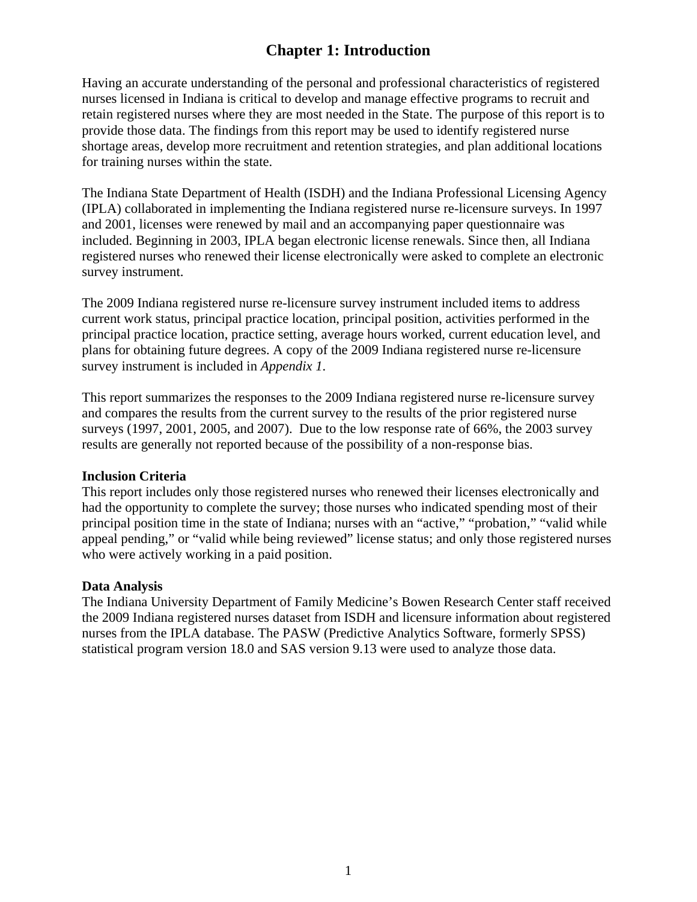# Chapter 1: Introduction

Having an accurate understanding of the personal and professional characteristics of registered nurses licensed in Indiana is critical to develop and manage effective programs to recruit and retain registered nurses where they are most needed in the State. The purpose of this report is to provide those data. The findings from this report may be used to identify registered nurse shortage areas, develop more recruitment and retention strategies, and plan additional locations for training nurses within the state.

The Indiana State Department of Health (ISDH) and the Indiana Professional Licensing Agency (IPLA) collaborated in implementing the Indiana registered nurse re-licensure surveys. In 1997 and 2001, licenses were renewed by mail and an accompanying paper questionnaire was included. Beginning in 2003, IPLA began electronic license renewals. Since then, all Indiana registered nurses who renewed their license electronically were asked to complete an electronic survey instrument.

The 2009 Indiana registered nurse re-licensure survey instrument included items to address current work status, principal practice location, principal position, activities performed in the principal practice location, practice setting, average hours worked, current education level, and plans for obtaining future degrees. A copy of the 2009 Indiana registered nurse re-licensure survey instrument is included in *Appendix 1*.

This report summarizes the responses to the 2009 Indiana registered nurse re-licensure survey and compares the results from the current survey to the results of the prior registered nurse surveys (1997, 2001, 2005, and 2007). Due to the low response rate of 66%, the 2003 survey results are generally not reported because of the possibility of a non-response bias.

**Inclusion Criteria**

This report includes only those registered nurses who renewed their licenses electronically and had the opportunity to complete the survey; those nurses who indicated spending most of their principal position time in the state of Indiana; nurses with an "active," "probation," "valid while appeal pending," or "valid while being reviewed" license status; and only those registered nurses who were actively working in a paid position.

**Data Analysis**

The Indiana University Department of Family Medicine's Bowen Research Center staff received the 2009 Indiana registered nurses dataset from ISDH and licensure information about registered nurses from the IPLA database. The PASW (Predictive Analytics Software, formerly SPSS) statistical program version 18.0 and SAS version 9.13 were used to analyze those data.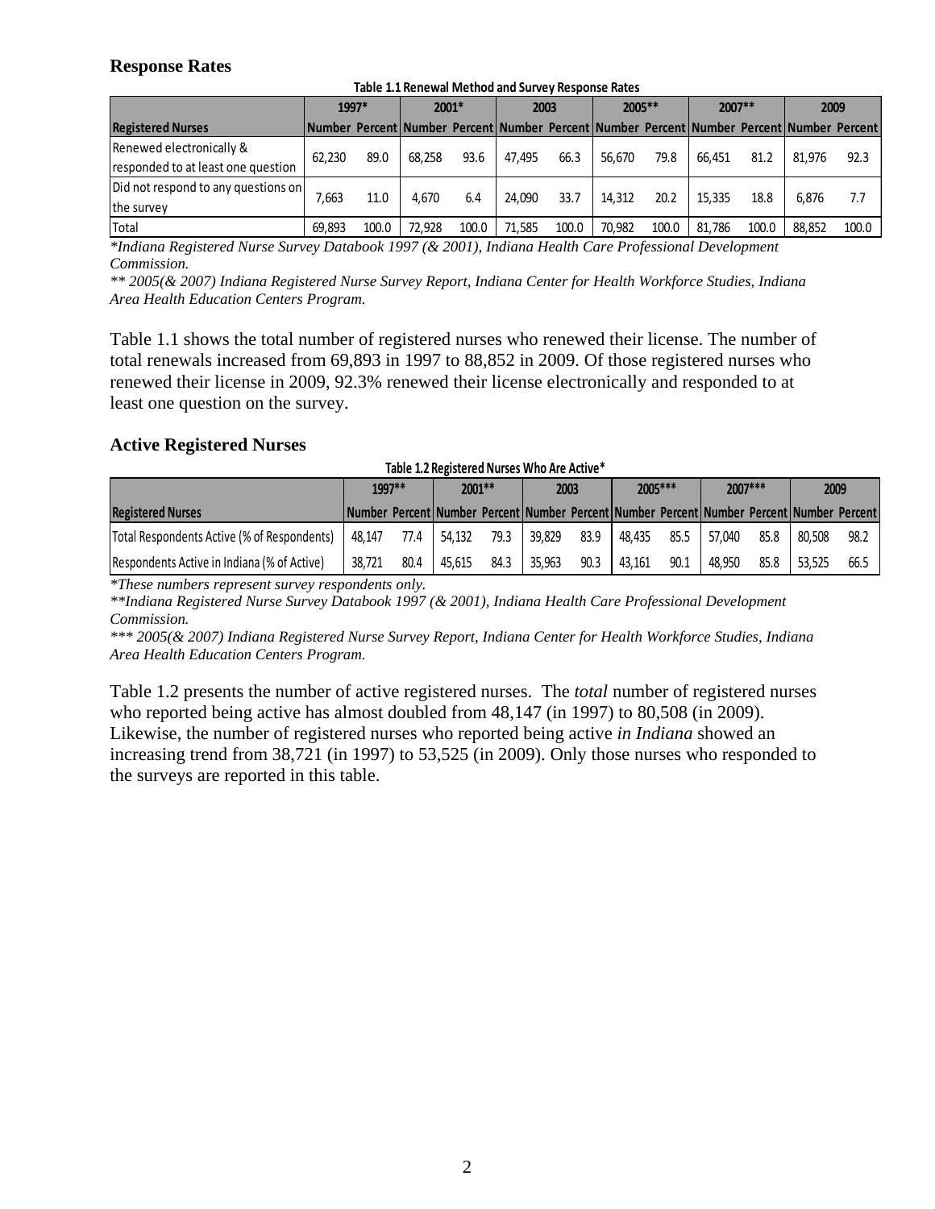## Response Rates

**Table 1.1 Renewal Method and Survey Response Rates**

| Registered Nurses | 1997* | | 2001* | | 2003 | | 2005** | | 2007** | | 2009 | |
|---|---|---|---|---|---|---|---|---|---|---|---|---|
| | Number | Percent | Number | Percent | Number | Percent | Number | Percent | Number | Percent | Number | Percent |
| Renewed electronically & responded to at least one question | 62,230 | 89.0 | 68,258 | 93.6 | 47,495 | 66.3 | 56,670 | 79.8 | 66,451 | 81.2 | 81,976 | 92.3 |
| Did not respond to any questions on the survey | 7,663 | 11.0 | 4,670 | 6.4 | 24,090 | 33.7 | 14,312 | 20.2 | 15,335 | 18.8 | 6,876 | 7.7 |
| Total | 69,893 | 100.0 | 72,928 | 100.0 | 71,585 | 100.0 | 70,982 | 100.0 | 81,786 | 100.0 | 88,852 | 100.0 |

*\*Indiana Registered Nurse Survey Databook 1997 (& 2001), Indiana Health Care Professional Development Commission.*

*\*\* 2005(& 2007) Indiana Registered Nurse Survey Report, Indiana Center for Health Workforce Studies, Indiana Area Health Education Centers Program.*

Table 1.1 shows the total number of registered nurses who renewed their license. The number of total renewals increased from 69,893 in 1997 to 88,852 in 2009. Of those registered nurses who renewed their license in 2009, 92.3% renewed their license electronically and responded to at least one question on the survey.

## Active Registered Nurses

**Table 1.2 Registered Nurses Who Are Active***

| Registered Nurses | 1997** | | 2001** | | 2003 | | 2005*** | | 2007*** | | 2009 | |
|---|---|---|---|---|---|---|---|---|---|---|---|---|
| | Number | Percent | Number | Percent | Number | Percent | Number | Percent | Number | Percent | Number | Percent |
| Total Respondents Active (% of Respondents) | 48,147 | 77.4 | 54,132 | 79.3 | 39,829 | 83.9 | 48,435 | 85.5 | 57,040 | 85.8 | 80,508 | 98.2 |
| Respondents Active in Indiana (% of Active) | 38,721 | 80.4 | 45,615 | 84.3 | 35,963 | 90.3 | 43,161 | 90.1 | 48,950 | 85.8 | 53,525 | 66.5 |

*\*These numbers represent survey respondents only.*

*\*\*Indiana Registered Nurse Survey Databook 1997 (& 2001), Indiana Health Care Professional Development Commission.*

*\*\*\* 2005(& 2007) Indiana Registered Nurse Survey Report, Indiana Center for Health Workforce Studies, Indiana Area Health Education Centers Program.*

Table 1.2 presents the number of active registered nurses. The *total* number of registered nurses who reported being active has almost doubled from 48,147 (in 1997) to 80,508 (in 2009). Likewise, the number of registered nurses who reported being active *in Indiana* showed an increasing trend from 38,721 (in 1997) to 53,525 (in 2009). Only those nurses who responded to the surveys are reported in this table.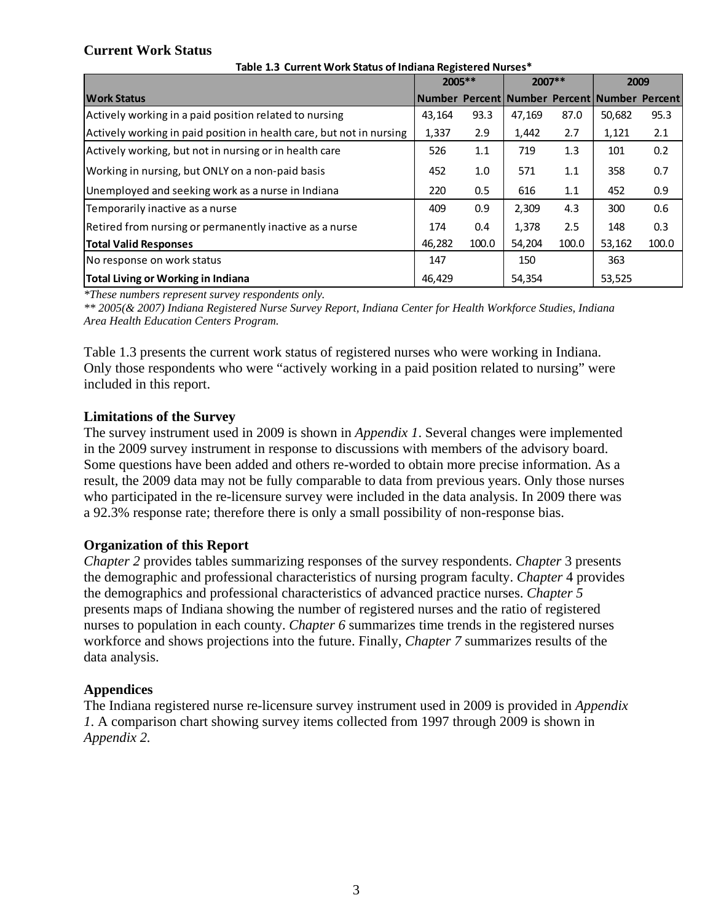## Current Work Status

**Table 1.3 Current Work Status of Indiana Registered Nurses***

| Work Status | 2005** | | 2007** | | 2009 | |
|---|---|---|---|---|---|---|
| | Number | Percent | Number | Percent | Number | Percent |
| Actively working in a paid position related to nursing | 43,164 | 93.3 | 47,169 | 87.0 | 50,682 | 95.3 |
| Actively working in paid position in health care, but not in nursing | 1,337 | 2.9 | 1,442 | 2.7 | 1,121 | 2.1 |
| Actively working, but not in nursing or in health care | 526 | 1.1 | 719 | 1.3 | 101 | 0.2 |
| Working in nursing, but ONLY on a non-paid basis | 452 | 1.0 | 571 | 1.1 | 358 | 0.7 |
| Unemployed and seeking work as a nurse in Indiana | 220 | 0.5 | 616 | 1.1 | 452 | 0.9 |
| Temporarily inactive as a nurse | 409 | 0.9 | 2,309 | 4.3 | 300 | 0.6 |
| Retired from nursing or permanently inactive as a nurse | 174 | 0.4 | 1,378 | 2.5 | 148 | 0.3 |
| **Total Valid Responses** | 46,282 | 100.0 | 54,204 | 100.0 | 53,162 | 100.0 |
| No response on work status | 147 | | 150 | | 363 | |
| **Total Living or Working in Indiana** | 46,429 | | 54,354 | | 53,525 | |

*\*These numbers represent survey respondents only.*

*\*\* 2005(& 2007) Indiana Registered Nurse Survey Report, Indiana Center for Health Workforce Studies, Indiana Area Health Education Centers Program.*

Table 1.3 presents the current work status of registered nurses who were working in Indiana. Only those respondents who were "actively working in a paid position related to nursing" were included in this report.

## Limitations of the Survey

The survey instrument used in 2009 is shown in *Appendix 1*. Several changes were implemented in the 2009 survey instrument in response to discussions with members of the advisory board. Some questions have been added and others re-worded to obtain more precise information. As a result, the 2009 data may not be fully comparable to data from previous years. Only those nurses who participated in the re-licensure survey were included in the data analysis. In 2009 there was a 92.3% response rate; therefore there is only a small possibility of non-response bias.

## Organization of this Report

*Chapter 2* provides tables summarizing responses of the survey respondents. *Chapter* 3 presents the demographic and professional characteristics of nursing program faculty. *Chapter* 4 provides the demographics and professional characteristics of advanced practice nurses. *Chapter 5* presents maps of Indiana showing the number of registered nurses and the ratio of registered nurses to population in each county. *Chapter 6* summarizes time trends in the registered nurses workforce and shows projections into the future. Finally, *Chapter 7* summarizes results of the data analysis.

## Appendices

The Indiana registered nurse re-licensure survey instrument used in 2009 is provided in *Appendix 1*. A comparison chart showing survey items collected from 1997 through 2009 is shown in *Appendix 2*.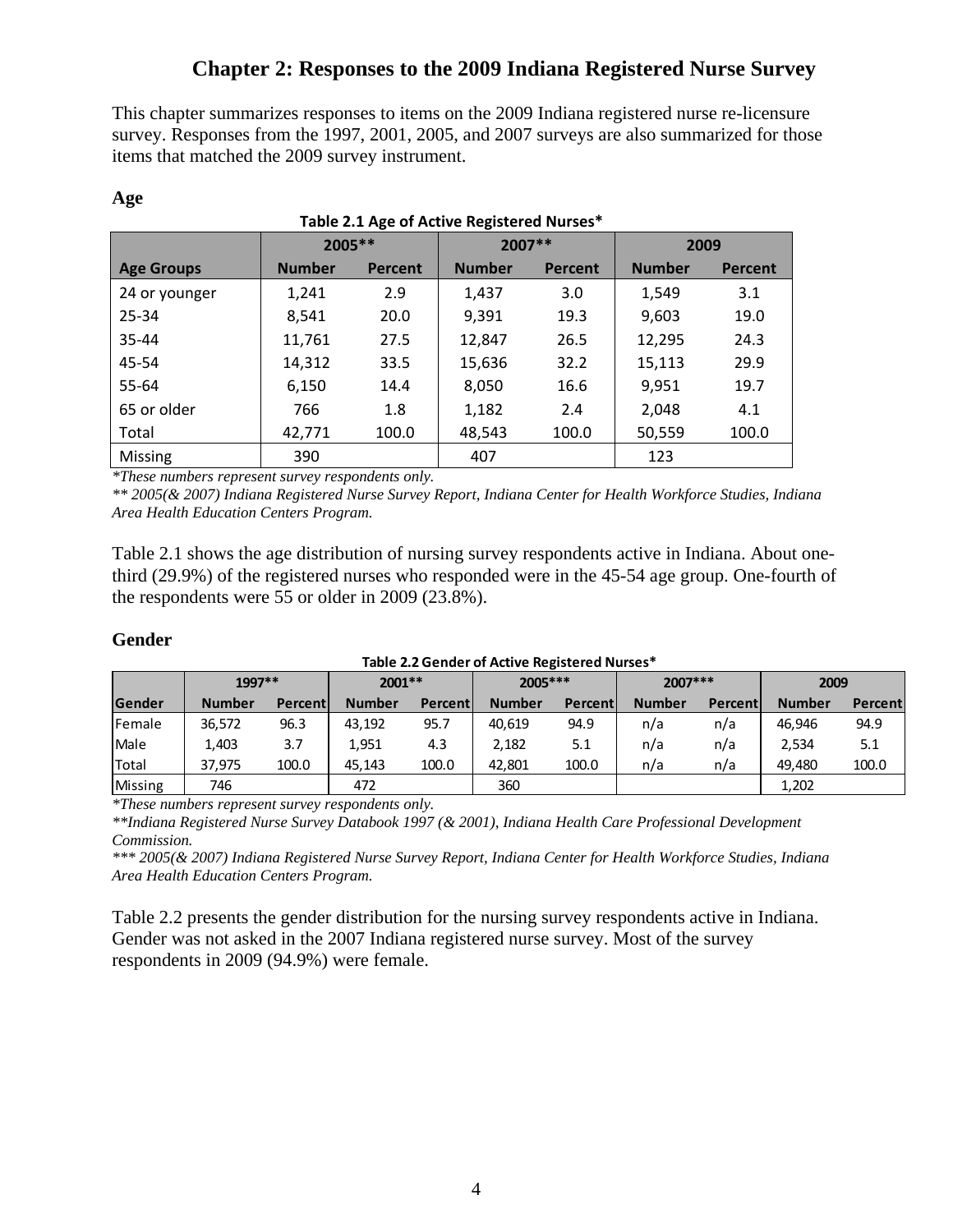# Chapter 2: Responses to the 2009 Indiana Registered Nurse Survey

This chapter summarizes responses to items on the 2009 Indiana registered nurse re-licensure survey. Responses from the 1997, 2001, 2005, and 2007 surveys are also summarized for those items that matched the 2009 survey instrument.

### Age

**Table 2.1 Age of Active Registered Nurses***

| | 2005** | | 2007** | | 2009 | |
|---|---|---|---|---|---|---|
| **Age Groups** | **Number** | **Percent** | **Number** | **Percent** | **Number** | **Percent** |
| 24 or younger | 1,241 | 2.9 | 1,437 | 3.0 | 1,549 | 3.1 |
| 25-34 | 8,541 | 20.0 | 9,391 | 19.3 | 9,603 | 19.0 |
| 35-44 | 11,761 | 27.5 | 12,847 | 26.5 | 12,295 | 24.3 |
| 45-54 | 14,312 | 33.5 | 15,636 | 32.2 | 15,113 | 29.9 |
| 55-64 | 6,150 | 14.4 | 8,050 | 16.6 | 9,951 | 19.7 |
| 65 or older | 766 | 1.8 | 1,182 | 2.4 | 2,048 | 4.1 |
| Total | 42,771 | 100.0 | 48,543 | 100.0 | 50,559 | 100.0 |
| Missing | 390 | | 407 | | 123 | |

*\*These numbers represent survey respondents only.*

*\*\* 2005(& 2007) Indiana Registered Nurse Survey Report, Indiana Center for Health Workforce Studies, Indiana Area Health Education Centers Program.*

Table 2.1 shows the age distribution of nursing survey respondents active in Indiana. About one-third (29.9%) of the registered nurses who responded were in the 45-54 age group. One-fourth of the respondents were 55 or older in 2009 (23.8%).

### Gender

**Table 2.2 Gender of Active Registered Nurses***

| | 1997** | | 2001** | | 2005*** | | 2007*** | | 2009 | |
|---|---|---|---|---|---|---|---|---|---|---|
| **Gender** | **Number** | **Percent** | **Number** | **Percent** | **Number** | **Percent** | **Number** | **Percent** | **Number** | **Percent** |
| Female | 36,572 | 96.3 | 43,192 | 95.7 | 40,619 | 94.9 | n/a | n/a | 46,946 | 94.9 |
| Male | 1,403 | 3.7 | 1,951 | 4.3 | 2,182 | 5.1 | n/a | n/a | 2,534 | 5.1 |
| Total | 37,975 | 100.0 | 45,143 | 100.0 | 42,801 | 100.0 | n/a | n/a | 49,480 | 100.0 |
| Missing | 746 | | 472 | | 360 | | | | 1,202 | |

*\*These numbers represent survey respondents only.*

*\*\*Indiana Registered Nurse Survey Databook 1997 (& 2001), Indiana Health Care Professional Development Commission.*

*\*\*\* 2005(& 2007) Indiana Registered Nurse Survey Report, Indiana Center for Health Workforce Studies, Indiana Area Health Education Centers Program.*

Table 2.2 presents the gender distribution for the nursing survey respondents active in Indiana. Gender was not asked in the 2007 Indiana registered nurse survey. Most of the survey respondents in 2009 (94.9%) were female.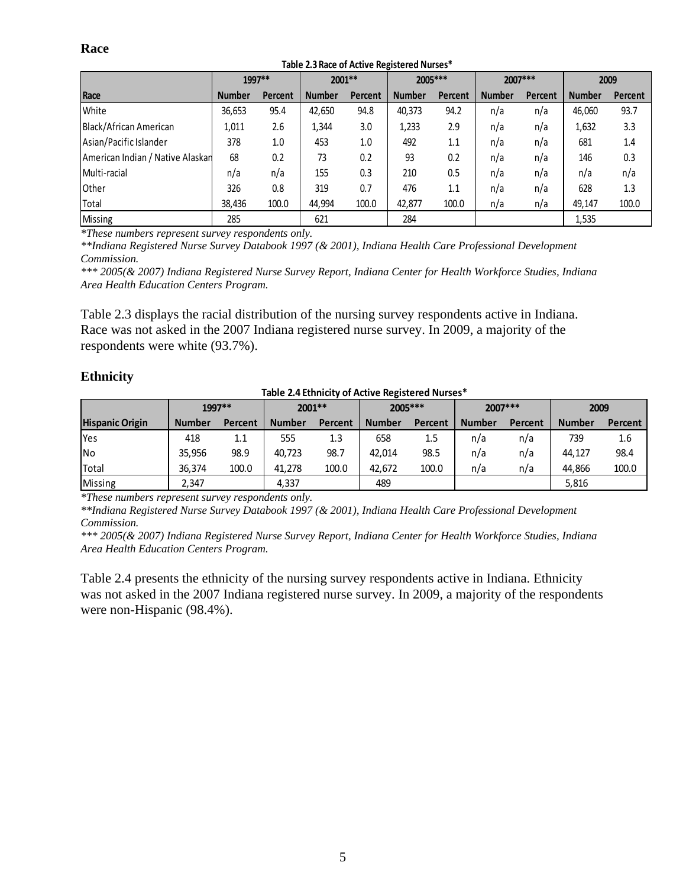## Race

**Table 2.3 Race of Active Registered Nurses***

| | 1997** | | 2001** | | 2005*** | | 2007*** | | 2009 | |
|---|---|---|---|---|---|---|---|---|---|---|
| **Race** | **Number** | **Percent** | **Number** | **Percent** | **Number** | **Percent** | **Number** | **Percent** | **Number** | **Percent** |
| White | 36,653 | 95.4 | 42,650 | 94.8 | 40,373 | 94.2 | n/a | n/a | 46,060 | 93.7 |
| Black/African American | 1,011 | 2.6 | 1,344 | 3.0 | 1,233 | 2.9 | n/a | n/a | 1,632 | 3.3 |
| Asian/Pacific Islander | 378 | 1.0 | 453 | 1.0 | 492 | 1.1 | n/a | n/a | 681 | 1.4 |
| American Indian / Native Alaskan | 68 | 0.2 | 73 | 0.2 | 93 | 0.2 | n/a | n/a | 146 | 0.3 |
| Multi-racial | n/a | n/a | 155 | 0.3 | 210 | 0.5 | n/a | n/a | n/a | n/a |
| Other | 326 | 0.8 | 319 | 0.7 | 476 | 1.1 | n/a | n/a | 628 | 1.3 |
| Total | 38,436 | 100.0 | 44,994 | 100.0 | 42,877 | 100.0 | n/a | n/a | 49,147 | 100.0 |
| Missing | 285 | | 621 | | 284 | | | | 1,535 | |

*\*These numbers represent survey respondents only.*

*\*\*Indiana Registered Nurse Survey Databook 1997 (& 2001), Indiana Health Care Professional Development Commission.*

*\*\*\* 2005(& 2007) Indiana Registered Nurse Survey Report, Indiana Center for Health Workforce Studies, Indiana Area Health Education Centers Program.*

Table 2.3 displays the racial distribution of the nursing survey respondents active in Indiana. Race was not asked in the 2007 Indiana registered nurse survey. In 2009, a majority of the respondents were white (93.7%).

## Ethnicity

**Table 2.4 Ethnicity of Active Registered Nurses***

| | 1997** | | 2001** | | 2005*** | | 2007*** | | 2009 | |
|---|---|---|---|---|---|---|---|---|---|---|
| **Hispanic Origin** | **Number** | **Percent** | **Number** | **Percent** | **Number** | **Percent** | **Number** | **Percent** | **Number** | **Percent** |
| Yes | 418 | 1.1 | 555 | 1.3 | 658 | 1.5 | n/a | n/a | 739 | 1.6 |
| No | 35,956 | 98.9 | 40,723 | 98.7 | 42,014 | 98.5 | n/a | n/a | 44,127 | 98.4 |
| Total | 36,374 | 100.0 | 41,278 | 100.0 | 42,672 | 100.0 | n/a | n/a | 44,866 | 100.0 |
| Missing | 2,347 | | 4,337 | | 489 | | | | 5,816 | |

*\*These numbers represent survey respondents only.*

*\*\*Indiana Registered Nurse Survey Databook 1997 (& 2001), Indiana Health Care Professional Development Commission.*

*\*\*\* 2005(& 2007) Indiana Registered Nurse Survey Report, Indiana Center for Health Workforce Studies, Indiana Area Health Education Centers Program.*

Table 2.4 presents the ethnicity of the nursing survey respondents active in Indiana. Ethnicity was not asked in the 2007 Indiana registered nurse survey. In 2009, a majority of the respondents were non-Hispanic (98.4%).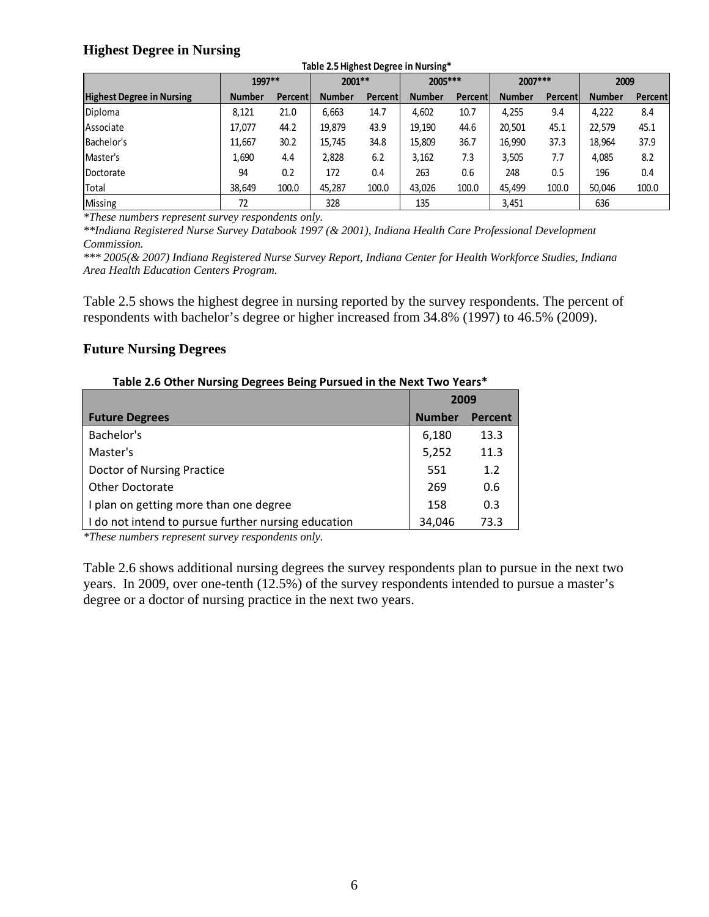### Highest Degree in Nursing

**Table 2.5 Highest Degree in Nursing***

| | 1997** | | 2001** | | 2005*** | | 2007*** | | 2009 | |
|---|---|---|---|---|---|---|---|---|---|---|
| **Highest Degree in Nursing** | **Number** | **Percent** | **Number** | **Percent** | **Number** | **Percent** | **Number** | **Percent** | **Number** | **Percent** |
| Diploma | 8,121 | 21.0 | 6,663 | 14.7 | 4,602 | 10.7 | 4,255 | 9.4 | 4,222 | 8.4 |
| Associate | 17,077 | 44.2 | 19,879 | 43.9 | 19,190 | 44.6 | 20,501 | 45.1 | 22,579 | 45.1 |
| Bachelor's | 11,667 | 30.2 | 15,745 | 34.8 | 15,809 | 36.7 | 16,990 | 37.3 | 18,964 | 37.9 |
| Master's | 1,690 | 4.4 | 2,828 | 6.2 | 3,162 | 7.3 | 3,505 | 7.7 | 4,085 | 8.2 |
| Doctorate | 94 | 0.2 | 172 | 0.4 | 263 | 0.6 | 248 | 0.5 | 196 | 0.4 |
| Total | 38,649 | 100.0 | 45,287 | 100.0 | 43,026 | 100.0 | 45,499 | 100.0 | 50,046 | 100.0 |
| Missing | 72 | | 328 | | 135 | | 3,451 | | 636 | |

*\*These numbers represent survey respondents only.*

*\*\*Indiana Registered Nurse Survey Databook 1997 (& 2001), Indiana Health Care Professional Development Commission.*

*\*\*\* 2005(& 2007) Indiana Registered Nurse Survey Report, Indiana Center for Health Workforce Studies, Indiana Area Health Education Centers Program.*

Table 2.5 shows the highest degree in nursing reported by the survey respondents. The percent of respondents with bachelor's degree or higher increased from 34.8% (1997) to 46.5% (2009).

### Future Nursing Degrees

**Table 2.6 Other Nursing Degrees Being Pursued in the Next Two Years***

| | 2009 | |
|---|---|---|
| **Future Degrees** | **Number** | **Percent** |
| Bachelor's | 6,180 | 13.3 |
| Master's | 5,252 | 11.3 |
| Doctor of Nursing Practice | 551 | 1.2 |
| Other Doctorate | 269 | 0.6 |
| I plan on getting more than one degree | 158 | 0.3 |
| I do not intend to pursue further nursing education | 34,046 | 73.3 |

*\*These numbers represent survey respondents only.*

Table 2.6 shows additional nursing degrees the survey respondents plan to pursue in the next two years. In 2009, over one-tenth (12.5%) of the survey respondents intended to pursue a master's degree or a doctor of nursing practice in the next two years.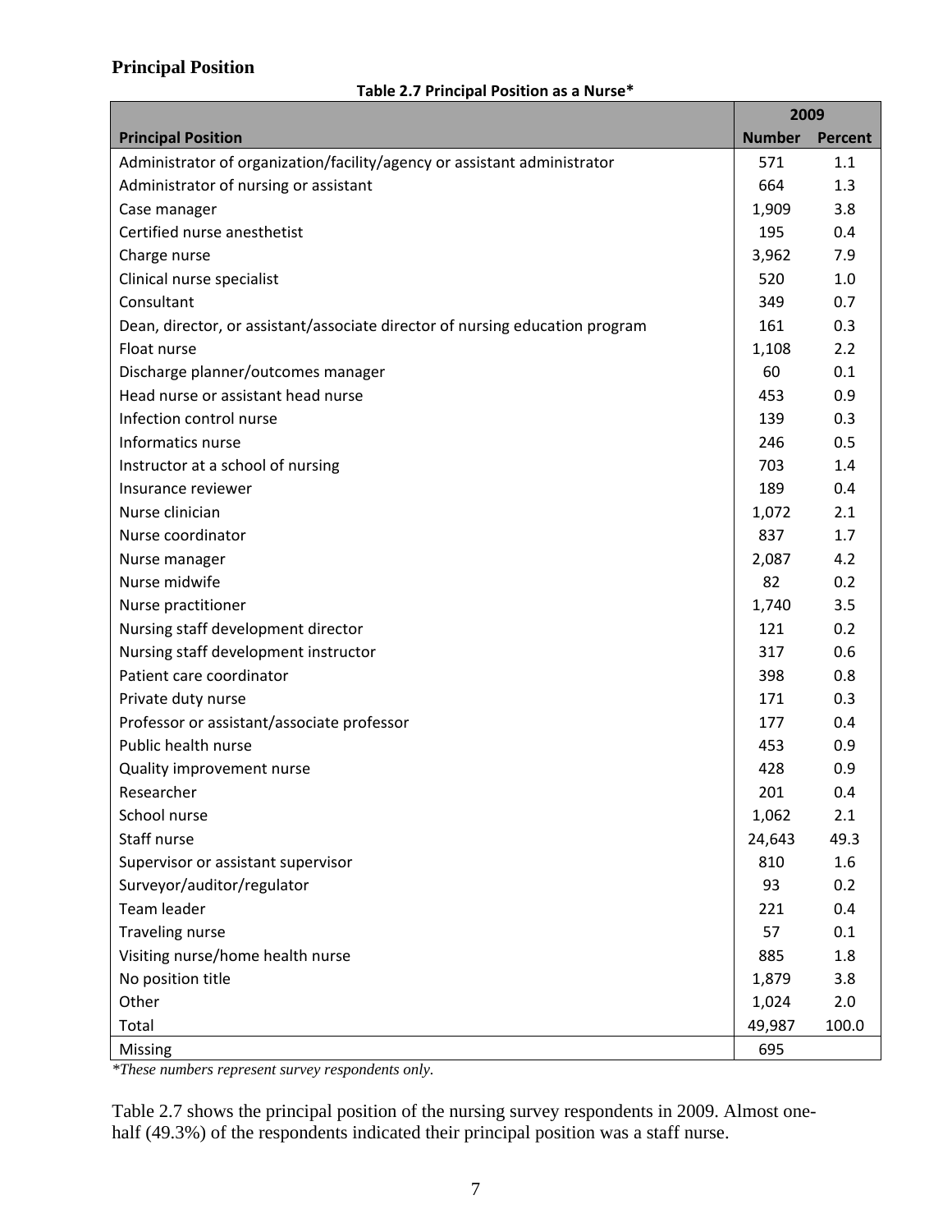## Principal Position

**Table 2.7 Principal Position as a Nurse***

| Principal Position | 2009 | |
|---|---|---|
| | Number | Percent |
| Administrator of organization/facility/agency or assistant administrator | 571 | 1.1 |
| Administrator of nursing or assistant | 664 | 1.3 |
| Case manager | 1,909 | 3.8 |
| Certified nurse anesthetist | 195 | 0.4 |
| Charge nurse | 3,962 | 7.9 |
| Clinical nurse specialist | 520 | 1.0 |
| Consultant | 349 | 0.7 |
| Dean, director, or assistant/associate director of nursing education program | 161 | 0.3 |
| Float nurse | 1,108 | 2.2 |
| Discharge planner/outcomes manager | 60 | 0.1 |
| Head nurse or assistant head nurse | 453 | 0.9 |
| Infection control nurse | 139 | 0.3 |
| Informatics nurse | 246 | 0.5 |
| Instructor at a school of nursing | 703 | 1.4 |
| Insurance reviewer | 189 | 0.4 |
| Nurse clinician | 1,072 | 2.1 |
| Nurse coordinator | 837 | 1.7 |
| Nurse manager | 2,087 | 4.2 |
| Nurse midwife | 82 | 0.2 |
| Nurse practitioner | 1,740 | 3.5 |
| Nursing staff development director | 121 | 0.2 |
| Nursing staff development instructor | 317 | 0.6 |
| Patient care coordinator | 398 | 0.8 |
| Private duty nurse | 171 | 0.3 |
| Professor or assistant/associate professor | 177 | 0.4 |
| Public health nurse | 453 | 0.9 |
| Quality improvement nurse | 428 | 0.9 |
| Researcher | 201 | 0.4 |
| School nurse | 1,062 | 2.1 |
| Staff nurse | 24,643 | 49.3 |
| Supervisor or assistant supervisor | 810 | 1.6 |
| Surveyor/auditor/regulator | 93 | 0.2 |
| Team leader | 221 | 0.4 |
| Traveling nurse | 57 | 0.1 |
| Visiting nurse/home health nurse | 885 | 1.8 |
| No position title | 1,879 | 3.8 |
| Other | 1,024 | 2.0 |
| Total | 49,987 | 100.0 |
| Missing | 695 | |

*These numbers represent survey respondents only.*

Table 2.7 shows the principal position of the nursing survey respondents in 2009. Almost one-half (49.3%) of the respondents indicated their principal position was a staff nurse.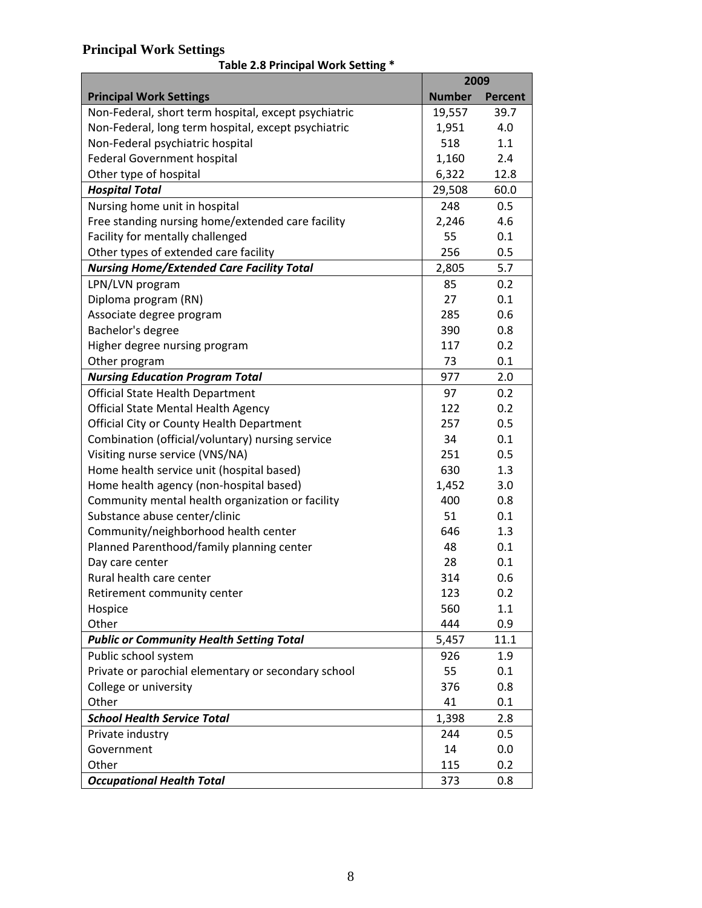## Principal Work Settings

**Table 2.8 Principal Work Setting ***

| Principal Work Settings | 2009 | |
|---|---|---|
| | **Number** | **Percent** |
| Non-Federal, short term hospital, except psychiatric | 19,557 | 39.7 |
| Non-Federal, long term hospital, except psychiatric | 1,951 | 4.0 |
| Non-Federal psychiatric hospital | 518 | 1.1 |
| Federal Government hospital | 1,160 | 2.4 |
| Other type of hospital | 6,322 | 12.8 |
| ***Hospital Total*** | 29,508 | 60.0 |
| Nursing home unit in hospital | 248 | 0.5 |
| Free standing nursing home/extended care facility | 2,246 | 4.6 |
| Facility for mentally challenged | 55 | 0.1 |
| Other types of extended care facility | 256 | 0.5 |
| ***Nursing Home/Extended Care Facility Total*** | 2,805 | 5.7 |
| LPN/LVN program | 85 | 0.2 |
| Diploma program (RN) | 27 | 0.1 |
| Associate degree program | 285 | 0.6 |
| Bachelor's degree | 390 | 0.8 |
| Higher degree nursing program | 117 | 0.2 |
| Other program | 73 | 0.1 |
| ***Nursing Education Program Total*** | 977 | 2.0 |
| Official State Health Department | 97 | 0.2 |
| Official State Mental Health Agency | 122 | 0.2 |
| Official City or County Health Department | 257 | 0.5 |
| Combination (official/voluntary) nursing service | 34 | 0.1 |
| Visiting nurse service (VNS/NA) | 251 | 0.5 |
| Home health service unit (hospital based) | 630 | 1.3 |
| Home health agency (non-hospital based) | 1,452 | 3.0 |
| Community mental health organization or facility | 400 | 0.8 |
| Substance abuse center/clinic | 51 | 0.1 |
| Community/neighborhood health center | 646 | 1.3 |
| Planned Parenthood/family planning center | 48 | 0.1 |
| Day care center | 28 | 0.1 |
| Rural health care center | 314 | 0.6 |
| Retirement community center | 123 | 0.2 |
| Hospice | 560 | 1.1 |
| Other | 444 | 0.9 |
| ***Public or Community Health Setting Total*** | 5,457 | 11.1 |
| Public school system | 926 | 1.9 |
| Private or parochial elementary or secondary school | 55 | 0.1 |
| College or university | 376 | 0.8 |
| Other | 41 | 0.1 |
| ***School Health Service Total*** | 1,398 | 2.8 |
| Private industry | 244 | 0.5 |
| Government | 14 | 0.0 |
| Other | 115 | 0.2 |
| ***Occupational Health Total*** | 373 | 0.8 |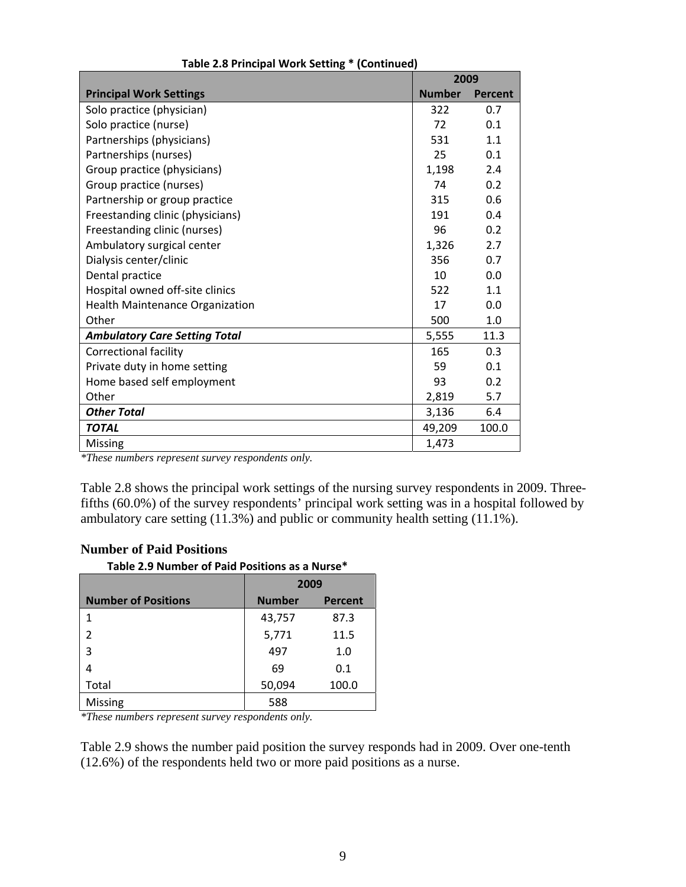**Table 2.8 Principal Work Setting * (Continued)**

| | 2009 | |
|---|---|---|
| **Principal Work Settings** | **Number** | **Percent** |
| Solo practice (physician) | 322 | 0.7 |
| Solo practice (nurse) | 72 | 0.1 |
| Partnerships (physicians) | 531 | 1.1 |
| Partnerships (nurses) | 25 | 0.1 |
| Group practice (physicians) | 1,198 | 2.4 |
| Group practice (nurses) | 74 | 0.2 |
| Partnership or group practice | 315 | 0.6 |
| Freestanding clinic (physicians) | 191 | 0.4 |
| Freestanding clinic (nurses) | 96 | 0.2 |
| Ambulatory surgical center | 1,326 | 2.7 |
| Dialysis center/clinic | 356 | 0.7 |
| Dental practice | 10 | 0.0 |
| Hospital owned off-site clinics | 522 | 1.1 |
| Health Maintenance Organization | 17 | 0.0 |
| Other | 500 | 1.0 |
| ***Ambulatory Care Setting Total*** | 5,555 | 11.3 |
| Correctional facility | 165 | 0.3 |
| Private duty in home setting | 59 | 0.1 |
| Home based self employment | 93 | 0.2 |
| Other | 2,819 | 5.7 |
| ***Other Total*** | 3,136 | 6.4 |
| ***TOTAL*** | 49,209 | 100.0 |
| Missing | 1,473 | |

*\*These numbers represent survey respondents only.*

Table 2.8 shows the principal work settings of the nursing survey respondents in 2009. Three-fifths (60.0%) of the survey respondents' principal work setting was in a hospital followed by ambulatory care setting (11.3%) and public or community health setting (11.1%).

## Number of Paid Positions

**Table 2.9 Number of Paid Positions as a Nurse***

| | 2009 | |
|---|---|---|
| **Number of Positions** | **Number** | **Percent** |
| 1 | 43,757 | 87.3 |
| 2 | 5,771 | 11.5 |
| 3 | 497 | 1.0 |
| 4 | 69 | 0.1 |
| Total | 50,094 | 100.0 |
| Missing | 588 | |

*\*These numbers represent survey respondents only.*

Table 2.9 shows the number paid position the survey responds had in 2009. Over one-tenth (12.6%) of the respondents held two or more paid positions as a nurse.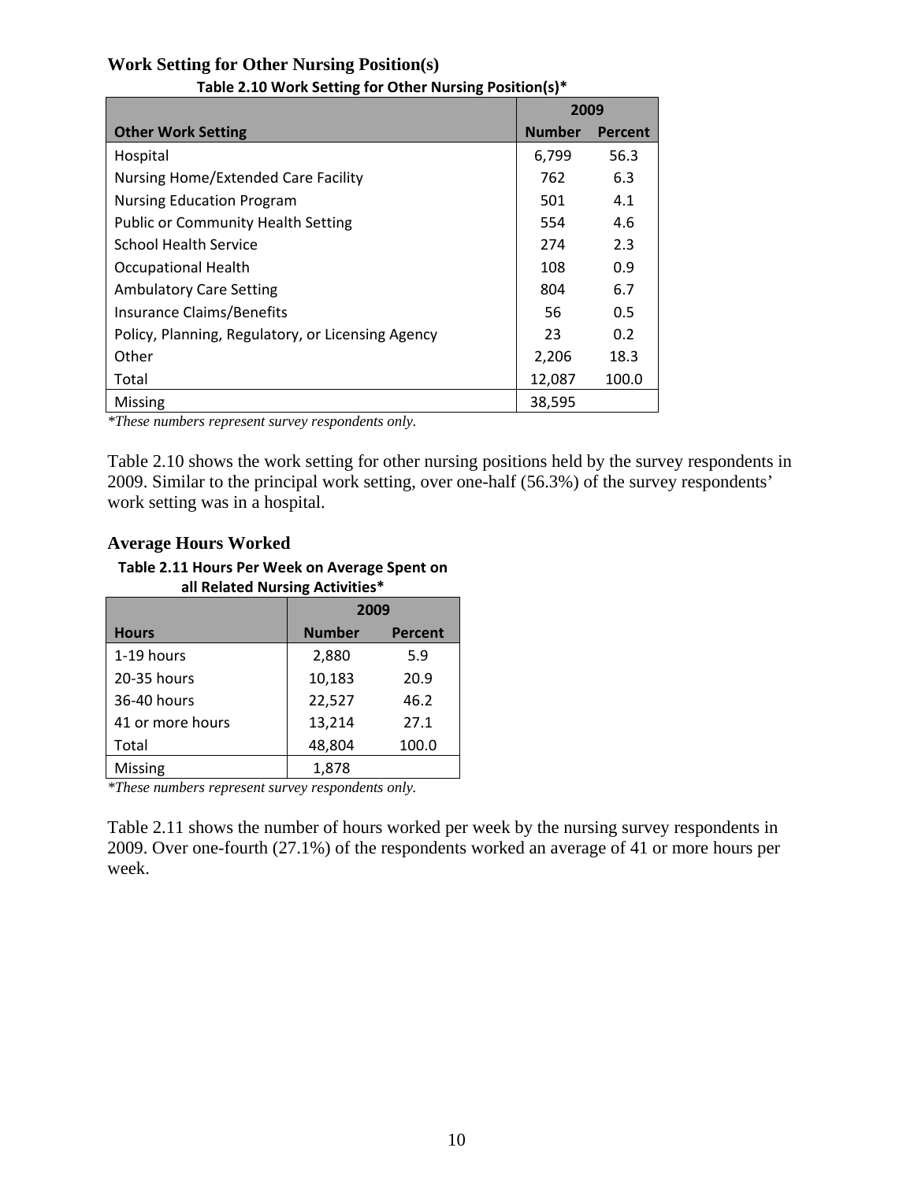### Work Setting for Other Nursing Position(s)

**Table 2.10 Work Setting for Other Nursing Position(s)***

| | 2009 | |
|---|---|---|
| **Other Work Setting** | **Number** | **Percent** |
| Hospital | 6,799 | 56.3 |
| Nursing Home/Extended Care Facility | 762 | 6.3 |
| Nursing Education Program | 501 | 4.1 |
| Public or Community Health Setting | 554 | 4.6 |
| School Health Service | 274 | 2.3 |
| Occupational Health | 108 | 0.9 |
| Ambulatory Care Setting | 804 | 6.7 |
| Insurance Claims/Benefits | 56 | 0.5 |
| Policy, Planning, Regulatory, or Licensing Agency | 23 | 0.2 |
| Other | 2,206 | 18.3 |
| Total | 12,087 | 100.0 |
| Missing | 38,595 | |

*These numbers represent survey respondents only.*

Table 2.10 shows the work setting for other nursing positions held by the survey respondents in 2009. Similar to the principal work setting, over one-half (56.3%) of the survey respondents' work setting was in a hospital.

### Average Hours Worked

**Table 2.11 Hours Per Week on Average Spent on all Related Nursing Activities***

| | 2009 | |
|---|---|---|
| **Hours** | **Number** | **Percent** |
| 1-19 hours | 2,880 | 5.9 |
| 20-35 hours | 10,183 | 20.9 |
| 36-40 hours | 22,527 | 46.2 |
| 41 or more hours | 13,214 | 27.1 |
| Total | 48,804 | 100.0 |
| Missing | 1,878 | |

*These numbers represent survey respondents only.*

Table 2.11 shows the number of hours worked per week by the nursing survey respondents in 2009. Over one-fourth (27.1%) of the respondents worked an average of 41 or more hours per week.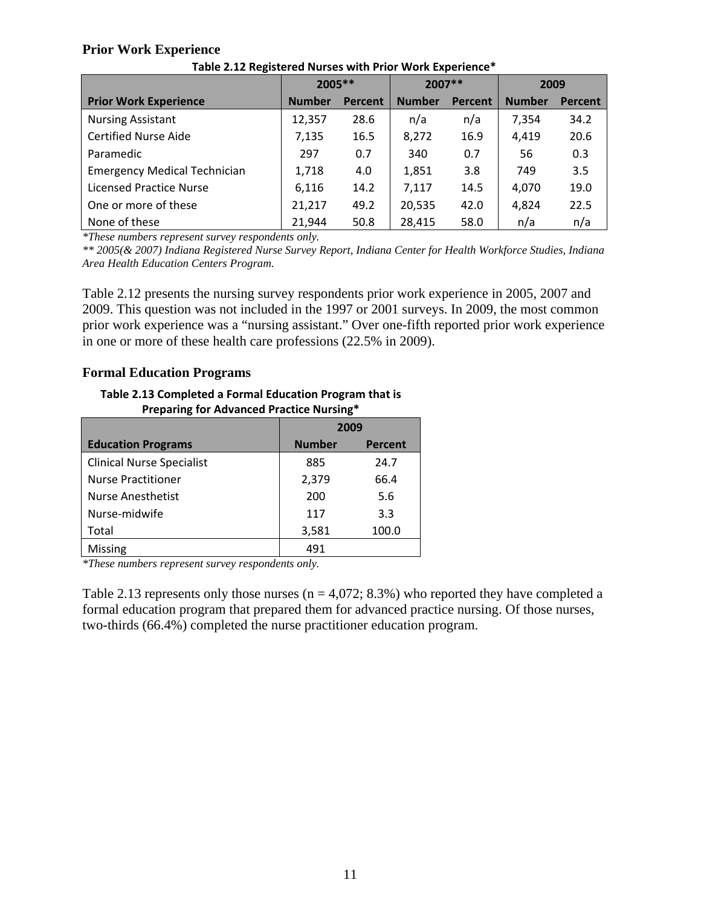## Prior Work Experience

**Table 2.12 Registered Nurses with Prior Work Experience***

| | 2005** | | 2007** | | 2009 | |
|---|---|---|---|---|---|---|
| **Prior Work Experience** | **Number** | **Percent** | **Number** | **Percent** | **Number** | **Percent** |
| Nursing Assistant | 12,357 | 28.6 | n/a | n/a | 7,354 | 34.2 |
| Certified Nurse Aide | 7,135 | 16.5 | 8,272 | 16.9 | 4,419 | 20.6 |
| Paramedic | 297 | 0.7 | 340 | 0.7 | 56 | 0.3 |
| Emergency Medical Technician | 1,718 | 4.0 | 1,851 | 3.8 | 749 | 3.5 |
| Licensed Practice Nurse | 6,116 | 14.2 | 7,117 | 14.5 | 4,070 | 19.0 |
| One or more of these | 21,217 | 49.2 | 20,535 | 42.0 | 4,824 | 22.5 |
| None of these | 21,944 | 50.8 | 28,415 | 58.0 | n/a | n/a |

*\*These numbers represent survey respondents only.*

*\*\* 2005(& 2007) Indiana Registered Nurse Survey Report, Indiana Center for Health Workforce Studies, Indiana Area Health Education Centers Program.*

Table 2.12 presents the nursing survey respondents prior work experience in 2005, 2007 and 2009. This question was not included in the 1997 or 2001 surveys. In 2009, the most common prior work experience was a "nursing assistant." Over one-fifth reported prior work experience in one or more of these health care professions (22.5% in 2009).

## Formal Education Programs

**Table 2.13 Completed a Formal Education Program that is Preparing for Advanced Practice Nursing***

| | 2009 | |
|---|---|---|
| **Education Programs** | **Number** | **Percent** |
| Clinical Nurse Specialist | 885 | 24.7 |
| Nurse Practitioner | 2,379 | 66.4 |
| Nurse Anesthetist | 200 | 5.6 |
| Nurse-midwife | 117 | 3.3 |
| Total | 3,581 | 100.0 |
| Missing | 491 | |

*\*These numbers represent survey respondents only.*

Table 2.13 represents only those nurses (n = 4,072; 8.3%) who reported they have completed a formal education program that prepared them for advanced practice nursing. Of those nurses, two-thirds (66.4%) completed the nurse practitioner education program.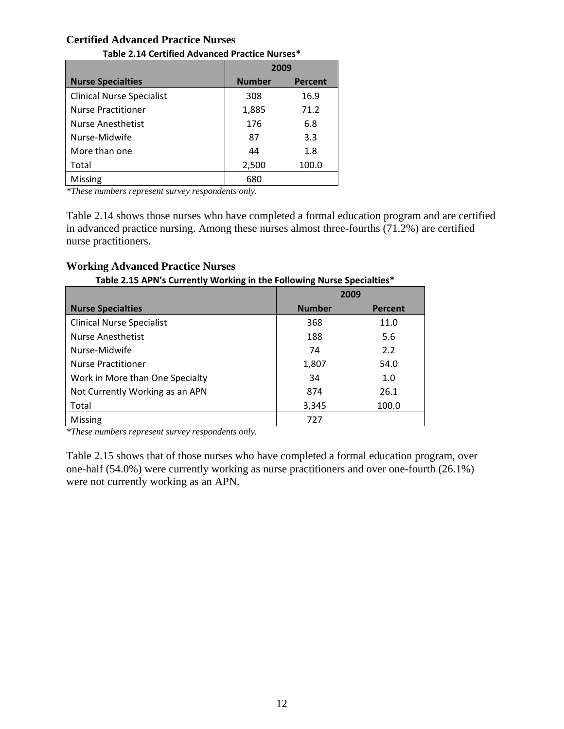### Certified Advanced Practice Nurses

**Table 2.14 Certified Advanced Practice Nurses***

| | 2009 | |
|---|---|---|
| **Nurse Specialties** | **Number** | **Percent** |
| Clinical Nurse Specialist | 308 | 16.9 |
| Nurse Practitioner | 1,885 | 71.2 |
| Nurse Anesthetist | 176 | 6.8 |
| Nurse-Midwife | 87 | 3.3 |
| More than one | 44 | 1.8 |
| Total | 2,500 | 100.0 |
| Missing | 680 | |

*\*These numbers represent survey respondents only.*

Table 2.14 shows those nurses who have completed a formal education program and are certified in advanced practice nursing. Among these nurses almost three-fourths (71.2%) are certified nurse practitioners.

### Working Advanced Practice Nurses

**Table 2.15 APN's Currently Working in the Following Nurse Specialties***

| | 2009 | |
|---|---|---|
| **Nurse Specialties** | **Number** | **Percent** |
| Clinical Nurse Specialist | 368 | 11.0 |
| Nurse Anesthetist | 188 | 5.6 |
| Nurse-Midwife | 74 | 2.2 |
| Nurse Practitioner | 1,807 | 54.0 |
| Work in More than One Specialty | 34 | 1.0 |
| Not Currently Working as an APN | 874 | 26.1 |
| Total | 3,345 | 100.0 |
| Missing | 727 | |

*\*These numbers represent survey respondents only.*

Table 2.15 shows that of those nurses who have completed a formal education program, over one-half (54.0%) were currently working as nurse practitioners and over one-fourth (26.1%) were not currently working as an APN.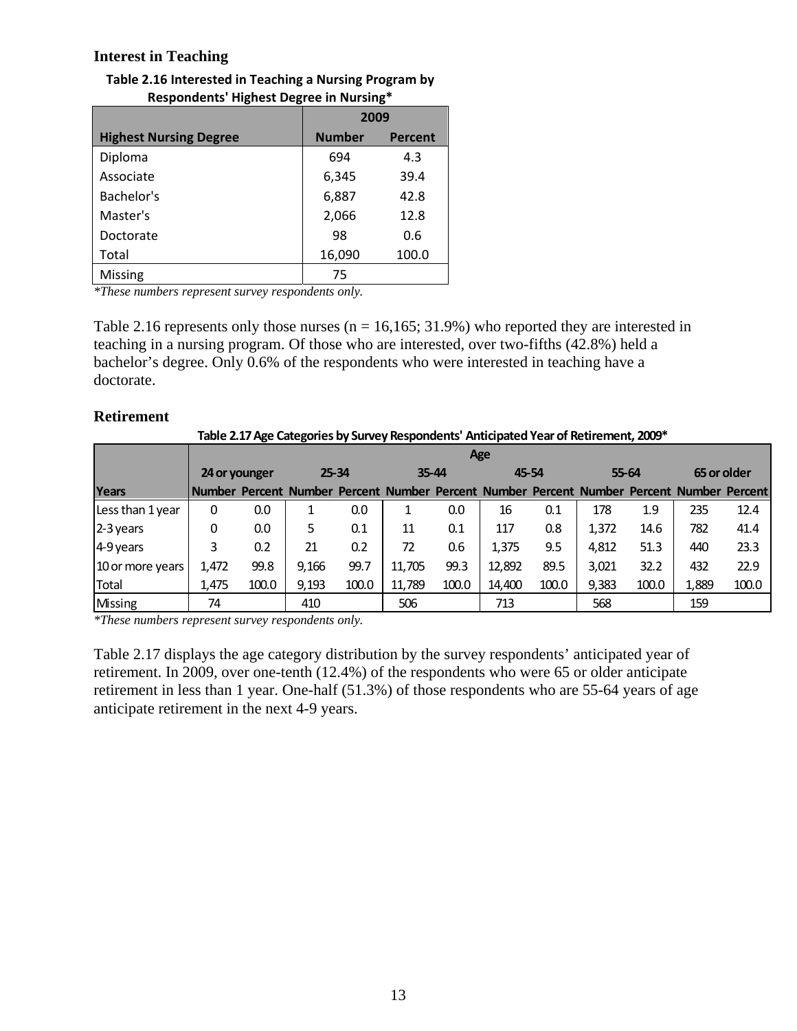### Interest in Teaching

**Table 2.16 Interested in Teaching a Nursing Program by Respondents' Highest Degree in Nursing***

| Highest Nursing Degree | 2009 | |
|---|---|---|
| | Number | Percent |
| Diploma | 694 | 4.3 |
| Associate | 6,345 | 39.4 |
| Bachelor's | 6,887 | 42.8 |
| Master's | 2,066 | 12.8 |
| Doctorate | 98 | 0.6 |
| Total | 16,090 | 100.0 |
| Missing | 75 | |

*These numbers represent survey respondents only.*

Table 2.16 represents only those nurses (n = 16,165; 31.9%) who reported they are interested in teaching in a nursing program. Of those who are interested, over two-fifths (42.8%) held a bachelor's degree. Only 0.6% of the respondents who were interested in teaching have a doctorate.

### Retirement

**Table 2.17 Age Categories by Survey Respondents' Anticipated Year of Retirement, 2009***

| | Age | | | | | | | | | | | |
|---|---|---|---|---|---|---|---|---|---|---|---|---|
| | 24 or younger | | 25-34 | | 35-44 | | 45-54 | | 55-64 | | 65 or older | |
| Years | Number | Percent | Number | Percent | Number | Percent | Number | Percent | Number | Percent | Number | Percent |
| Less than 1 year | 0 | 0.0 | 1 | 0.0 | 1 | 0.0 | 16 | 0.1 | 178 | 1.9 | 235 | 12.4 |
| 2-3 years | 0 | 0.0 | 5 | 0.1 | 11 | 0.1 | 117 | 0.8 | 1,372 | 14.6 | 782 | 41.4 |
| 4-9 years | 3 | 0.2 | 21 | 0.2 | 72 | 0.6 | 1,375 | 9.5 | 4,812 | 51.3 | 440 | 23.3 |
| 10 or more years | 1,472 | 99.8 | 9,166 | 99.7 | 11,705 | 99.3 | 12,892 | 89.5 | 3,021 | 32.2 | 432 | 22.9 |
| Total | 1,475 | 100.0 | 9,193 | 100.0 | 11,789 | 100.0 | 14,400 | 100.0 | 9,383 | 100.0 | 1,889 | 100.0 |
| Missing | 74 | | 410 | | 506 | | 713 | | 568 | | 159 | |

*These numbers represent survey respondents only.*

Table 2.17 displays the age category distribution by the survey respondents' anticipated year of retirement. In 2009, over one-tenth (12.4%) of the respondents who were 65 or older anticipate retirement in less than 1 year. One-half (51.3%) of those respondents who are 55-64 years of age anticipate retirement in the next 4-9 years.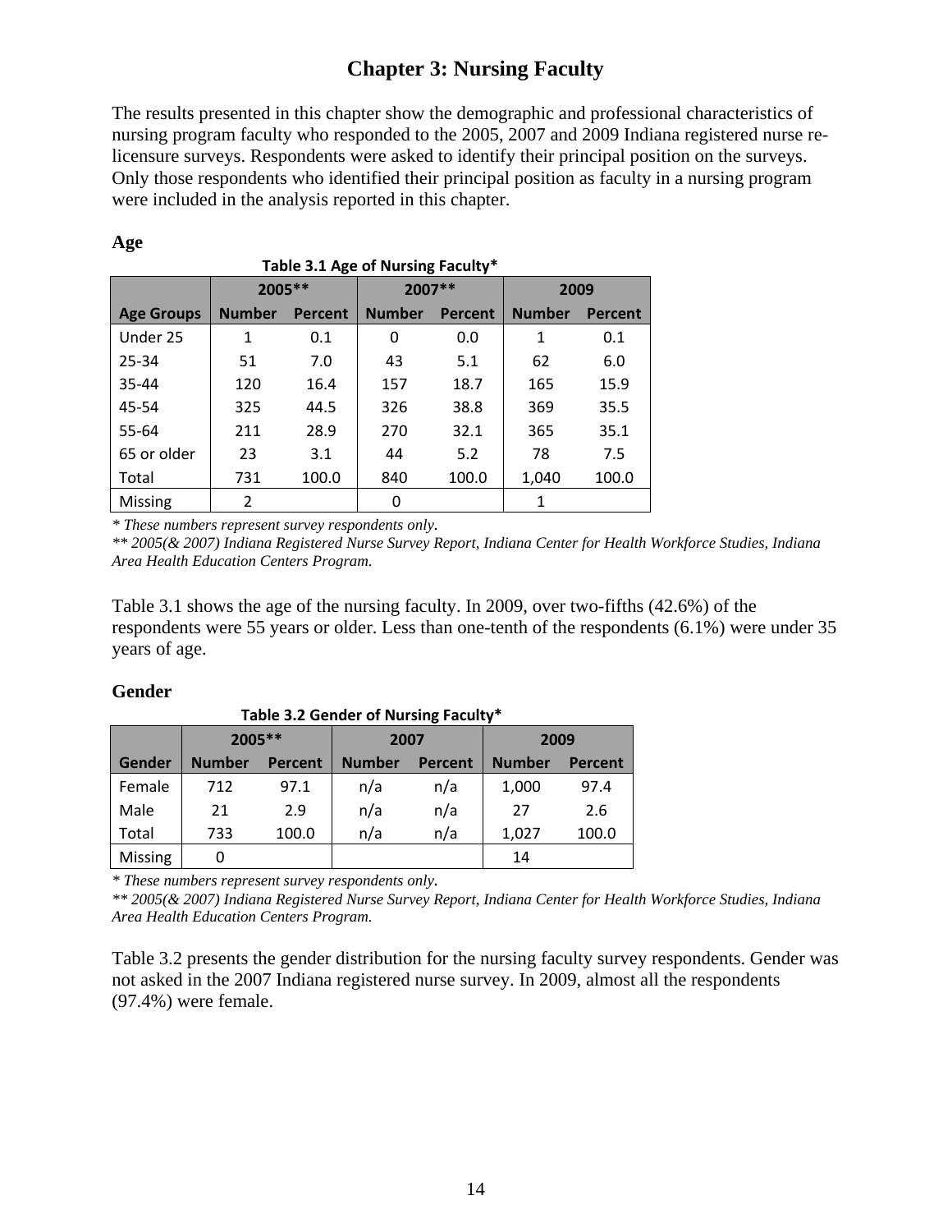# Chapter 3: Nursing Faculty

The results presented in this chapter show the demographic and professional characteristics of nursing program faculty who responded to the 2005, 2007 and 2009 Indiana registered nurse re-licensure surveys. Respondents were asked to identify their principal position on the surveys. Only those respondents who identified their principal position as faculty in a nursing program were included in the analysis reported in this chapter.

**Age**

**Table 3.1 Age of Nursing Faculty***

| | 2005** | | 2007** | | 2009 | |
|---|---|---|---|---|---|---|
| **Age Groups** | **Number** | **Percent** | **Number** | **Percent** | **Number** | **Percent** |
| Under 25 | 1 | 0.1 | 0 | 0.0 | 1 | 0.1 |
| 25-34 | 51 | 7.0 | 43 | 5.1 | 62 | 6.0 |
| 35-44 | 120 | 16.4 | 157 | 18.7 | 165 | 15.9 |
| 45-54 | 325 | 44.5 | 326 | 38.8 | 369 | 35.5 |
| 55-64 | 211 | 28.9 | 270 | 32.1 | 365 | 35.1 |
| 65 or older | 23 | 3.1 | 44 | 5.2 | 78 | 7.5 |
| Total | 731 | 100.0 | 840 | 100.0 | 1,040 | 100.0 |
| Missing | 2 | | 0 | | 1 | |

*\* These numbers represent survey respondents only.*
*\*\* 2005(& 2007) Indiana Registered Nurse Survey Report, Indiana Center for Health Workforce Studies, Indiana Area Health Education Centers Program.*

Table 3.1 shows the age of the nursing faculty. In 2009, over two-fifths (42.6%) of the respondents were 55 years or older. Less than one-tenth of the respondents (6.1%) were under 35 years of age.

**Gender**

**Table 3.2 Gender of Nursing Faculty***

| | 2005** | | 2007 | | 2009 | |
|---|---|---|---|---|---|---|
| **Gender** | **Number** | **Percent** | **Number** | **Percent** | **Number** | **Percent** |
| Female | 712 | 97.1 | n/a | n/a | 1,000 | 97.4 |
| Male | 21 | 2.9 | n/a | n/a | 27 | 2.6 |
| Total | 733 | 100.0 | n/a | n/a | 1,027 | 100.0 |
| Missing | 0 | | | | 14 | |

*\* These numbers represent survey respondents only.*
*\*\* 2005(& 2007) Indiana Registered Nurse Survey Report, Indiana Center for Health Workforce Studies, Indiana Area Health Education Centers Program.*

Table 3.2 presents the gender distribution for the nursing faculty survey respondents. Gender was not asked in the 2007 Indiana registered nurse survey. In 2009, almost all the respondents (97.4%) were female.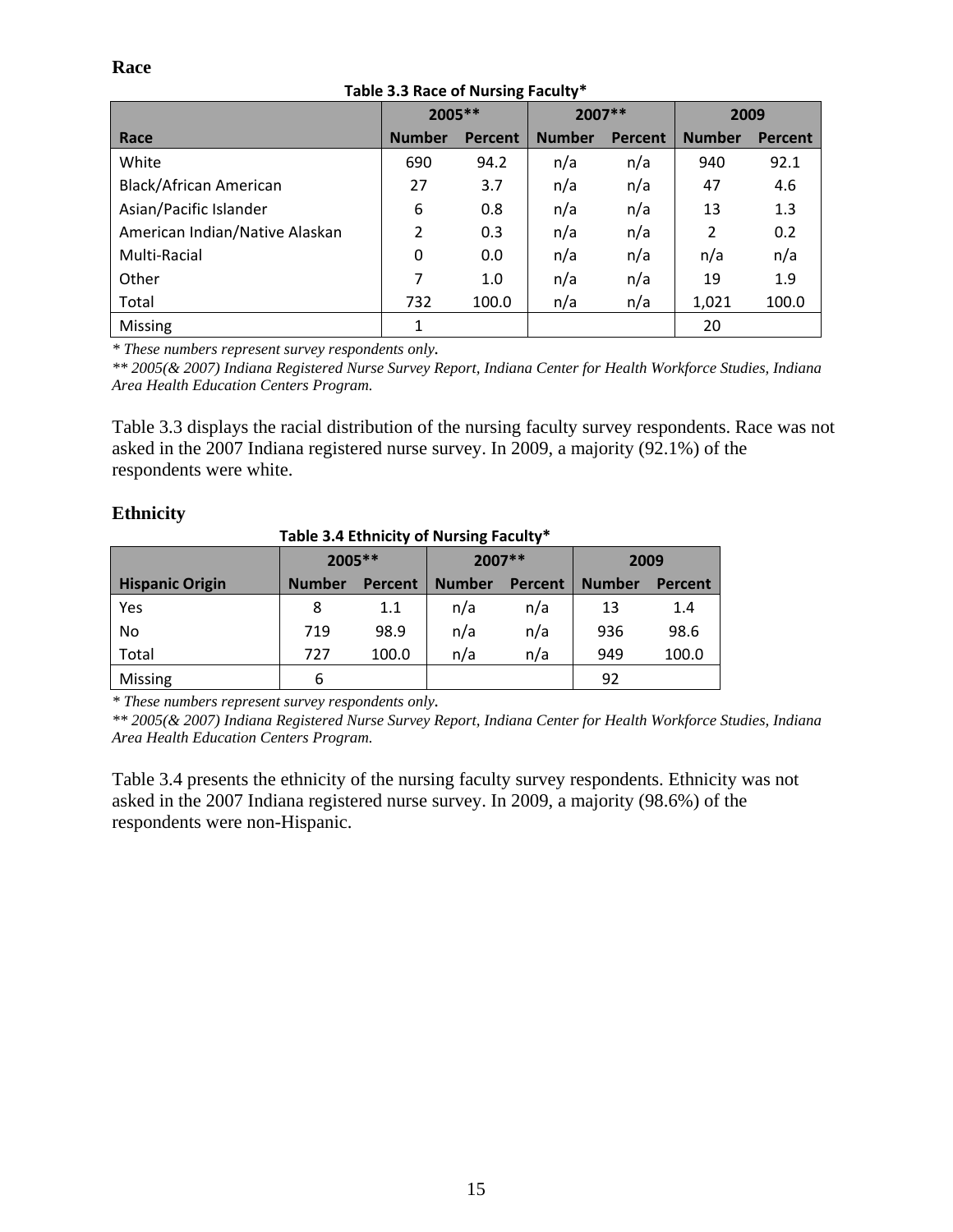## Race

**Table 3.3 Race of Nursing Faculty***

| | 2005** | | 2007** | | 2009 | |
|---|---|---|---|---|---|---|
| **Race** | **Number** | **Percent** | **Number** | **Percent** | **Number** | **Percent** |
| White | 690 | 94.2 | n/a | n/a | 940 | 92.1 |
| Black/African American | 27 | 3.7 | n/a | n/a | 47 | 4.6 |
| Asian/Pacific Islander | 6 | 0.8 | n/a | n/a | 13 | 1.3 |
| American Indian/Native Alaskan | 2 | 0.3 | n/a | n/a | 2 | 0.2 |
| Multi-Racial | 0 | 0.0 | n/a | n/a | n/a | n/a |
| Other | 7 | 1.0 | n/a | n/a | 19 | 1.9 |
| Total | 732 | 100.0 | n/a | n/a | 1,021 | 100.0 |
| Missing | 1 | | | | 20 | |

*\* These numbers represent survey respondents only.*

*\*\* 2005(& 2007) Indiana Registered Nurse Survey Report, Indiana Center for Health Workforce Studies, Indiana Area Health Education Centers Program.*

Table 3.3 displays the racial distribution of the nursing faculty survey respondents. Race was not asked in the 2007 Indiana registered nurse survey. In 2009, a majority (92.1%) of the respondents were white.

## Ethnicity

**Table 3.4 Ethnicity of Nursing Faculty***

| | 2005** | | 2007** | | 2009 | |
|---|---|---|---|---|---|---|
| **Hispanic Origin** | **Number** | **Percent** | **Number** | **Percent** | **Number** | **Percent** |
| Yes | 8 | 1.1 | n/a | n/a | 13 | 1.4 |
| No | 719 | 98.9 | n/a | n/a | 936 | 98.6 |
| Total | 727 | 100.0 | n/a | n/a | 949 | 100.0 |
| Missing | 6 | | | | 92 | |

*\* These numbers represent survey respondents only.*

*\*\* 2005(& 2007) Indiana Registered Nurse Survey Report, Indiana Center for Health Workforce Studies, Indiana Area Health Education Centers Program.*

Table 3.4 presents the ethnicity of the nursing faculty survey respondents. Ethnicity was not asked in the 2007 Indiana registered nurse survey. In 2009, a majority (98.6%) of the respondents were non-Hispanic.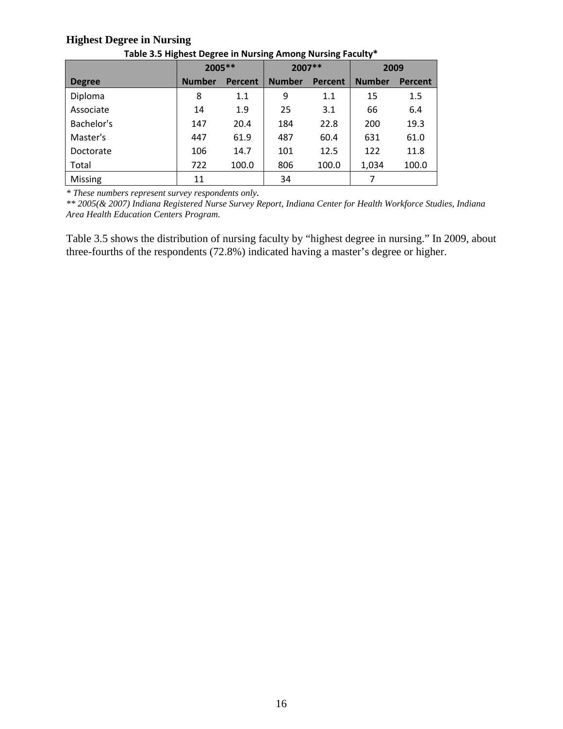### Highest Degree in Nursing

**Table 3.5 Highest Degree in Nursing Among Nursing Faculty***

| | 2005** | | 2007** | | 2009 | |
|---|---|---|---|---|---|---|
| **Degree** | **Number** | **Percent** | **Number** | **Percent** | **Number** | **Percent** |
| Diploma | 8 | 1.1 | 9 | 1.1 | 15 | 1.5 |
| Associate | 14 | 1.9 | 25 | 3.1 | 66 | 6.4 |
| Bachelor's | 147 | 20.4 | 184 | 22.8 | 200 | 19.3 |
| Master's | 447 | 61.9 | 487 | 60.4 | 631 | 61.0 |
| Doctorate | 106 | 14.7 | 101 | 12.5 | 122 | 11.8 |
| Total | 722 | 100.0 | 806 | 100.0 | 1,034 | 100.0 |
| Missing | 11 | | 34 | | 7 | |

*\* These numbers represent survey respondents only.*
*\*\* 2005(& 2007) Indiana Registered Nurse Survey Report, Indiana Center for Health Workforce Studies, Indiana Area Health Education Centers Program.*

Table 3.5 shows the distribution of nursing faculty by "highest degree in nursing." In 2009, about three-fourths of the respondents (72.8%) indicated having a master's degree or higher.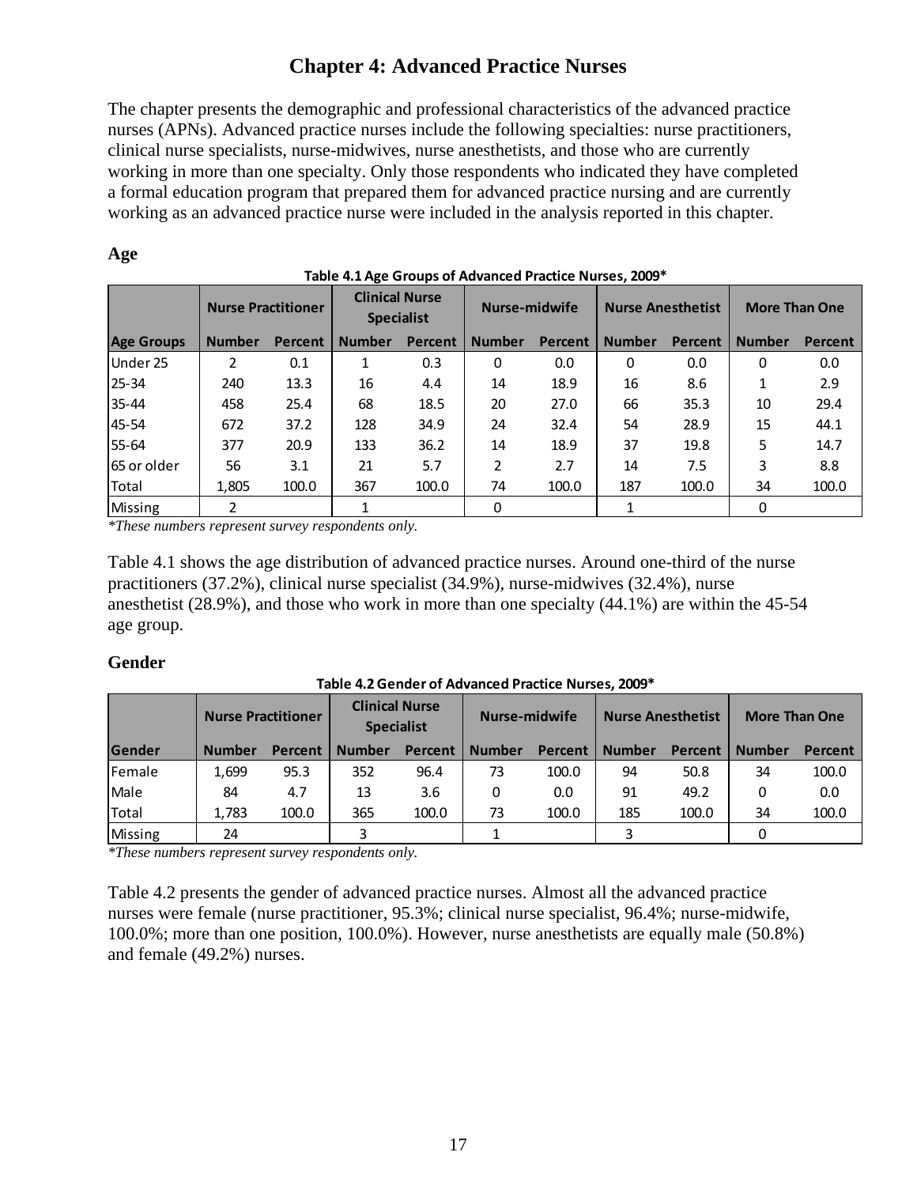# Chapter 4: Advanced Practice Nurses

The chapter presents the demographic and professional characteristics of the advanced practice nurses (APNs). Advanced practice nurses include the following specialties: nurse practitioners, clinical nurse specialists, nurse-midwives, nurse anesthetists, and those who are currently working in more than one specialty. Only those respondents who indicated they have completed a formal education program that prepared them for advanced practice nursing and are currently working as an advanced practice nurse were included in the analysis reported in this chapter.

## Age

**Table 4.1 Age Groups of Advanced Practice Nurses, 2009***

| | Nurse Practitioner | | Clinical Nurse Specialist | | Nurse-midwife | | Nurse Anesthetist | | More Than One | |
|---|---|---|---|---|---|---|---|---|---|---|
| **Age Groups** | **Number** | **Percent** | **Number** | **Percent** | **Number** | **Percent** | **Number** | **Percent** | **Number** | **Percent** |
| Under 25 | 2 | 0.1 | 1 | 0.3 | 0 | 0.0 | 0 | 0.0 | 0 | 0.0 |
| 25-34 | 240 | 13.3 | 16 | 4.4 | 14 | 18.9 | 16 | 8.6 | 1 | 2.9 |
| 35-44 | 458 | 25.4 | 68 | 18.5 | 20 | 27.0 | 66 | 35.3 | 10 | 29.4 |
| 45-54 | 672 | 37.2 | 128 | 34.9 | 24 | 32.4 | 54 | 28.9 | 15 | 44.1 |
| 55-64 | 377 | 20.9 | 133 | 36.2 | 14 | 18.9 | 37 | 19.8 | 5 | 14.7 |
| 65 or older | 56 | 3.1 | 21 | 5.7 | 2 | 2.7 | 14 | 7.5 | 3 | 8.8 |
| Total | 1,805 | 100.0 | 367 | 100.0 | 74 | 100.0 | 187 | 100.0 | 34 | 100.0 |
| Missing | 2 | | 1 | | 0 | | 1 | | 0 | |

*These numbers represent survey respondents only.*

Table 4.1 shows the age distribution of advanced practice nurses. Around one-third of the nurse practitioners (37.2%), clinical nurse specialist (34.9%), nurse-midwives (32.4%), nurse anesthetist (28.9%), and those who work in more than one specialty (44.1%) are within the 45-54 age group.

## Gender

**Table 4.2 Gender of Advanced Practice Nurses, 2009***

| | Nurse Practitioner | | Clinical Nurse Specialist | | Nurse-midwife | | Nurse Anesthetist | | More Than One | |
|---|---|---|---|---|---|---|---|---|---|---|
| **Gender** | **Number** | **Percent** | **Number** | **Percent** | **Number** | **Percent** | **Number** | **Percent** | **Number** | **Percent** |
| Female | 1,699 | 95.3 | 352 | 96.4 | 73 | 100.0 | 94 | 50.8 | 34 | 100.0 |
| Male | 84 | 4.7 | 13 | 3.6 | 0 | 0.0 | 91 | 49.2 | 0 | 0.0 |
| Total | 1,783 | 100.0 | 365 | 100.0 | 73 | 100.0 | 185 | 100.0 | 34 | 100.0 |
| Missing | 24 | | 3 | | 1 | | 3 | | 0 | |

*These numbers represent survey respondents only.*

Table 4.2 presents the gender of advanced practice nurses. Almost all the advanced practice nurses were female (nurse practitioner, 95.3%; clinical nurse specialist, 96.4%; nurse-midwife, 100.0%; more than one position, 100.0%). However, nurse anesthetists are equally male (50.8%) and female (49.2%) nurses.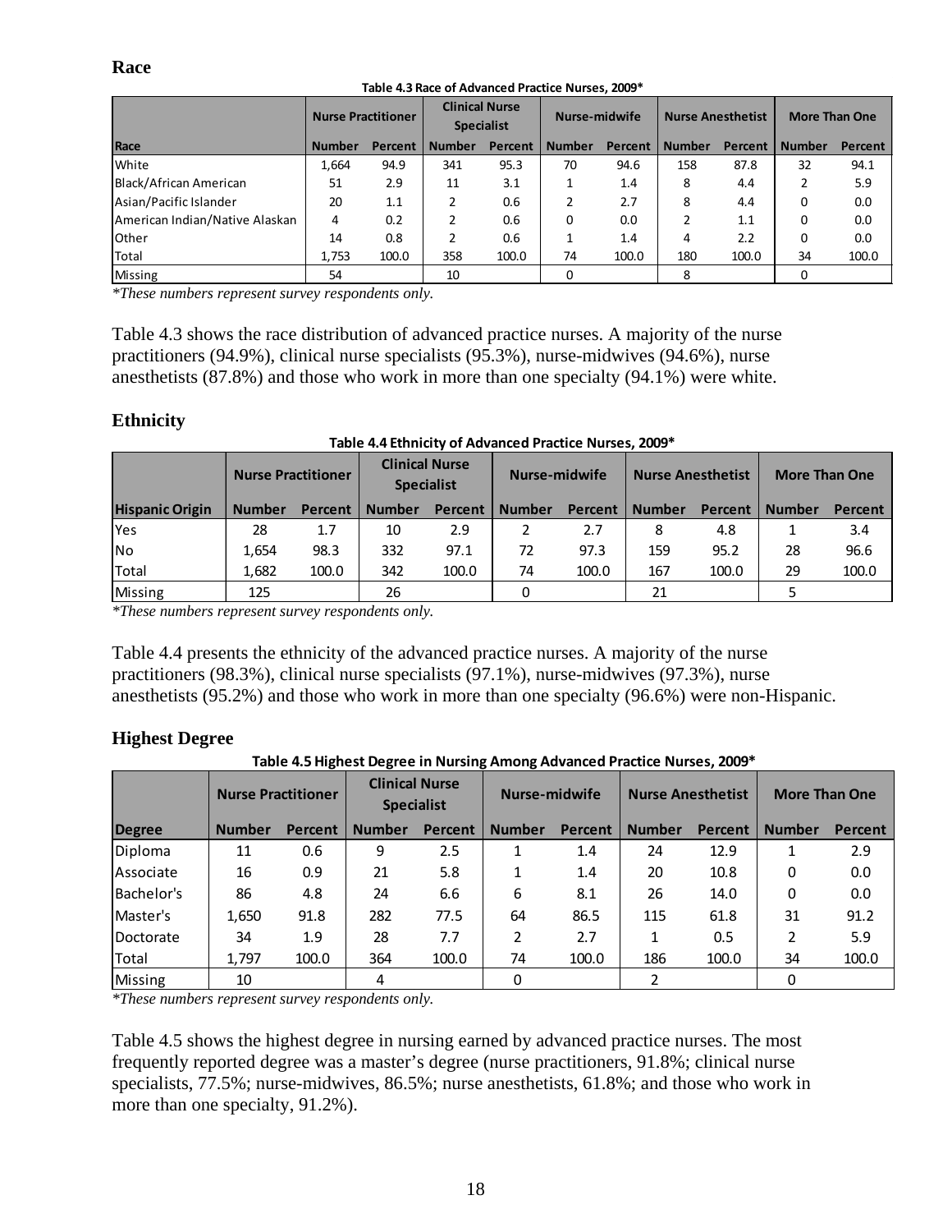## Race

**Table 4.3 Race of Advanced Practice Nurses, 2009***

| | Nurse Practitioner | | Clinical Nurse Specialist | | Nurse-midwife | | Nurse Anesthetist | | More Than One | |
|---|---|---|---|---|---|---|---|---|---|---|
| **Race** | **Number** | **Percent** | **Number** | **Percent** | **Number** | **Percent** | **Number** | **Percent** | **Number** | **Percent** |
| White | 1,664 | 94.9 | 341 | 95.3 | 70 | 94.6 | 158 | 87.8 | 32 | 94.1 |
| Black/African American | 51 | 2.9 | 11 | 3.1 | 1 | 1.4 | 8 | 4.4 | 2 | 5.9 |
| Asian/Pacific Islander | 20 | 1.1 | 2 | 0.6 | 2 | 2.7 | 8 | 4.4 | 0 | 0.0 |
| American Indian/Native Alaskan | 4 | 0.2 | 2 | 0.6 | 0 | 0.0 | 2 | 1.1 | 0 | 0.0 |
| Other | 14 | 0.8 | 2 | 0.6 | 1 | 1.4 | 4 | 2.2 | 0 | 0.0 |
| Total | 1,753 | 100.0 | 358 | 100.0 | 74 | 100.0 | 180 | 100.0 | 34 | 100.0 |
| Missing | 54 | | 10 | | 0 | | 8 | | 0 | |

*These numbers represent survey respondents only.*

Table 4.3 shows the race distribution of advanced practice nurses. A majority of the nurse practitioners (94.9%), clinical nurse specialists (95.3%), nurse-midwives (94.6%), nurse anesthetists (87.8%) and those who work in more than one specialty (94.1%) were white.

## Ethnicity

**Table 4.4 Ethnicity of Advanced Practice Nurses, 2009***

| | Nurse Practitioner | | Clinical Nurse Specialist | | Nurse-midwife | | Nurse Anesthetist | | More Than One | |
|---|---|---|---|---|---|---|---|---|---|---|
| **Hispanic Origin** | **Number** | **Percent** | **Number** | **Percent** | **Number** | **Percent** | **Number** | **Percent** | **Number** | **Percent** |
| Yes | 28 | 1.7 | 10 | 2.9 | 2 | 2.7 | 8 | 4.8 | 1 | 3.4 |
| No | 1,654 | 98.3 | 332 | 97.1 | 72 | 97.3 | 159 | 95.2 | 28 | 96.6 |
| Total | 1,682 | 100.0 | 342 | 100.0 | 74 | 100.0 | 167 | 100.0 | 29 | 100.0 |
| Missing | 125 | | 26 | | 0 | | 21 | | 5 | |

*These numbers represent survey respondents only.*

Table 4.4 presents the ethnicity of the advanced practice nurses. A majority of the nurse practitioners (98.3%), clinical nurse specialists (97.1%), nurse-midwives (97.3%), nurse anesthetists (95.2%) and those who work in more than one specialty (96.6%) were non-Hispanic.

## Highest Degree

**Table 4.5 Highest Degree in Nursing Among Advanced Practice Nurses, 2009***

| | Nurse Practitioner | | Clinical Nurse Specialist | | Nurse-midwife | | Nurse Anesthetist | | More Than One | |
|---|---|---|---|---|---|---|---|---|---|---|
| **Degree** | **Number** | **Percent** | **Number** | **Percent** | **Number** | **Percent** | **Number** | **Percent** | **Number** | **Percent** |
| Diploma | 11 | 0.6 | 9 | 2.5 | 1 | 1.4 | 24 | 12.9 | 1 | 2.9 |
| Associate | 16 | 0.9 | 21 | 5.8 | 1 | 1.4 | 20 | 10.8 | 0 | 0.0 |
| Bachelor's | 86 | 4.8 | 24 | 6.6 | 6 | 8.1 | 26 | 14.0 | 0 | 0.0 |
| Master's | 1,650 | 91.8 | 282 | 77.5 | 64 | 86.5 | 115 | 61.8 | 31 | 91.2 |
| Doctorate | 34 | 1.9 | 28 | 7.7 | 2 | 2.7 | 1 | 0.5 | 2 | 5.9 |
| Total | 1,797 | 100.0 | 364 | 100.0 | 74 | 100.0 | 186 | 100.0 | 34 | 100.0 |
| Missing | 10 | | 4 | | 0 | | 2 | | 0 | |

*These numbers represent survey respondents only.*

Table 4.5 shows the highest degree in nursing earned by advanced practice nurses. The most frequently reported degree was a master's degree (nurse practitioners, 91.8%; clinical nurse specialists, 77.5%; nurse-midwives, 86.5%; nurse anesthetists, 61.8%; and those who work in more than one specialty, 91.2%).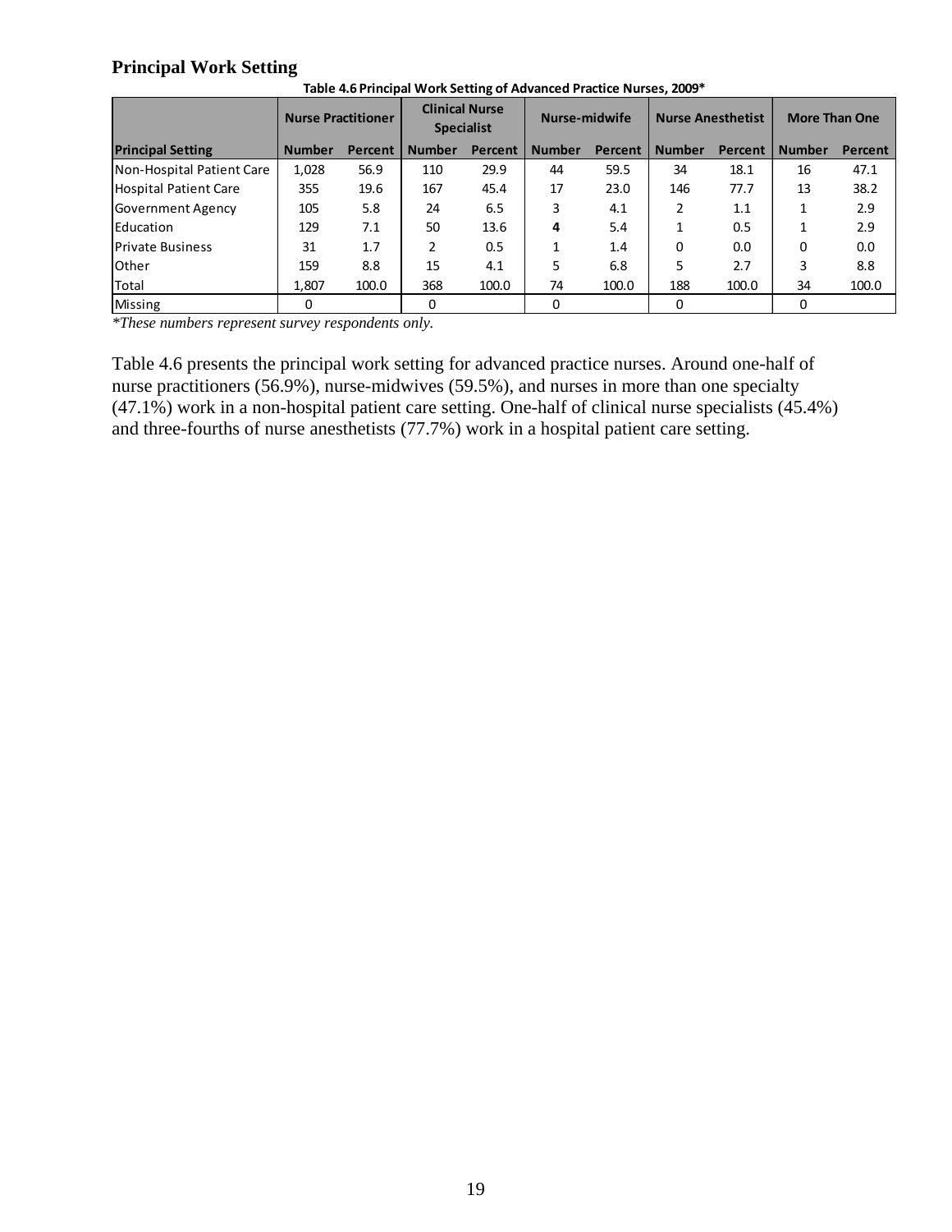## Principal Work Setting

**Table 4.6 Principal Work Setting of Advanced Practice Nurses, 2009***

| Principal Setting | Nurse Practitioner | | Clinical Nurse Specialist | | Nurse-midwife | | Nurse Anesthetist | | More Than One | |
|---|---|---|---|---|---|---|---|---|---|---|
| | Number | Percent | Number | Percent | Number | Percent | Number | Percent | Number | Percent |
| Non-Hospital Patient Care | 1,028 | 56.9 | 110 | 29.9 | 44 | 59.5 | 34 | 18.1 | 16 | 47.1 |
| Hospital Patient Care | 355 | 19.6 | 167 | 45.4 | 17 | 23.0 | 146 | 77.7 | 13 | 38.2 |
| Government Agency | 105 | 5.8 | 24 | 6.5 | 3 | 4.1 | 2 | 1.1 | 1 | 2.9 |
| Education | 129 | 7.1 | 50 | 13.6 | **4** | 5.4 | 1 | 0.5 | 1 | 2.9 |
| Private Business | 31 | 1.7 | 2 | 0.5 | 1 | 1.4 | 0 | 0.0 | 0 | 0.0 |
| Other | 159 | 8.8 | 15 | 4.1 | 5 | 6.8 | 5 | 2.7 | 3 | 8.8 |
| Total | 1,807 | 100.0 | 368 | 100.0 | 74 | 100.0 | 188 | 100.0 | 34 | 100.0 |
| Missing | 0 | | 0 | | 0 | | 0 | | 0 | |

*These numbers represent survey respondents only.*

Table 4.6 presents the principal work setting for advanced practice nurses. Around one-half of nurse practitioners (56.9%), nurse-midwives (59.5%), and nurses in more than one specialty (47.1%) work in a non-hospital patient care setting. One-half of clinical nurse specialists (45.4%) and three-fourths of nurse anesthetists (77.7%) work in a hospital patient care setting.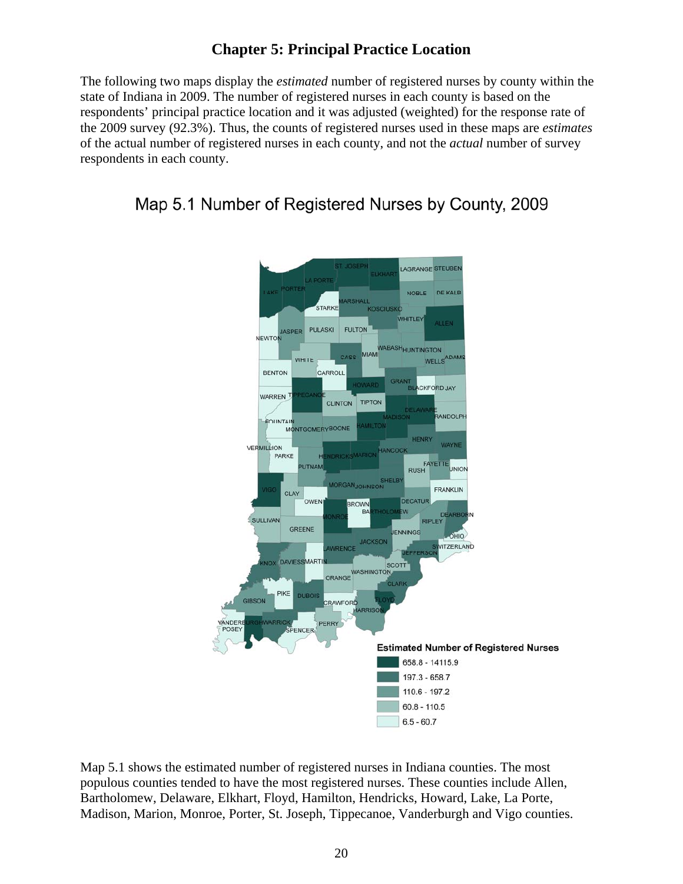## Chapter 5: Principal Practice Location

The following two maps display the *estimated* number of registered nurses by county within the state of Indiana in 2009. The number of registered nurses in each county is based on the respondents' principal practice location and it was adjusted (weighted) for the response rate of the 2009 survey (92.3%). Thus, the counts of registered nurses used in these maps are *estimates* of the actual number of registered nurses in each county, and not the *actual* number of survey respondents in each county.

### Map 5.1 Number of Registered Nurses by County, 2009

**Estimated Number of Registered Nurses**

- 658.8 - 14115.9
- 197.3 - 658.7
- 110.6 - 197.2
- 60.8 - 110.5
- 6.5 - 60.7

Map 5.1 shows the estimated number of registered nurses in Indiana counties. The most populous counties tended to have the most registered nurses. These counties include Allen, Bartholomew, Delaware, Elkhart, Floyd, Hamilton, Hendricks, Howard, Lake, La Porte, Madison, Marion, Monroe, Porter, St. Joseph, Tippecanoe, Vanderburgh and Vigo counties.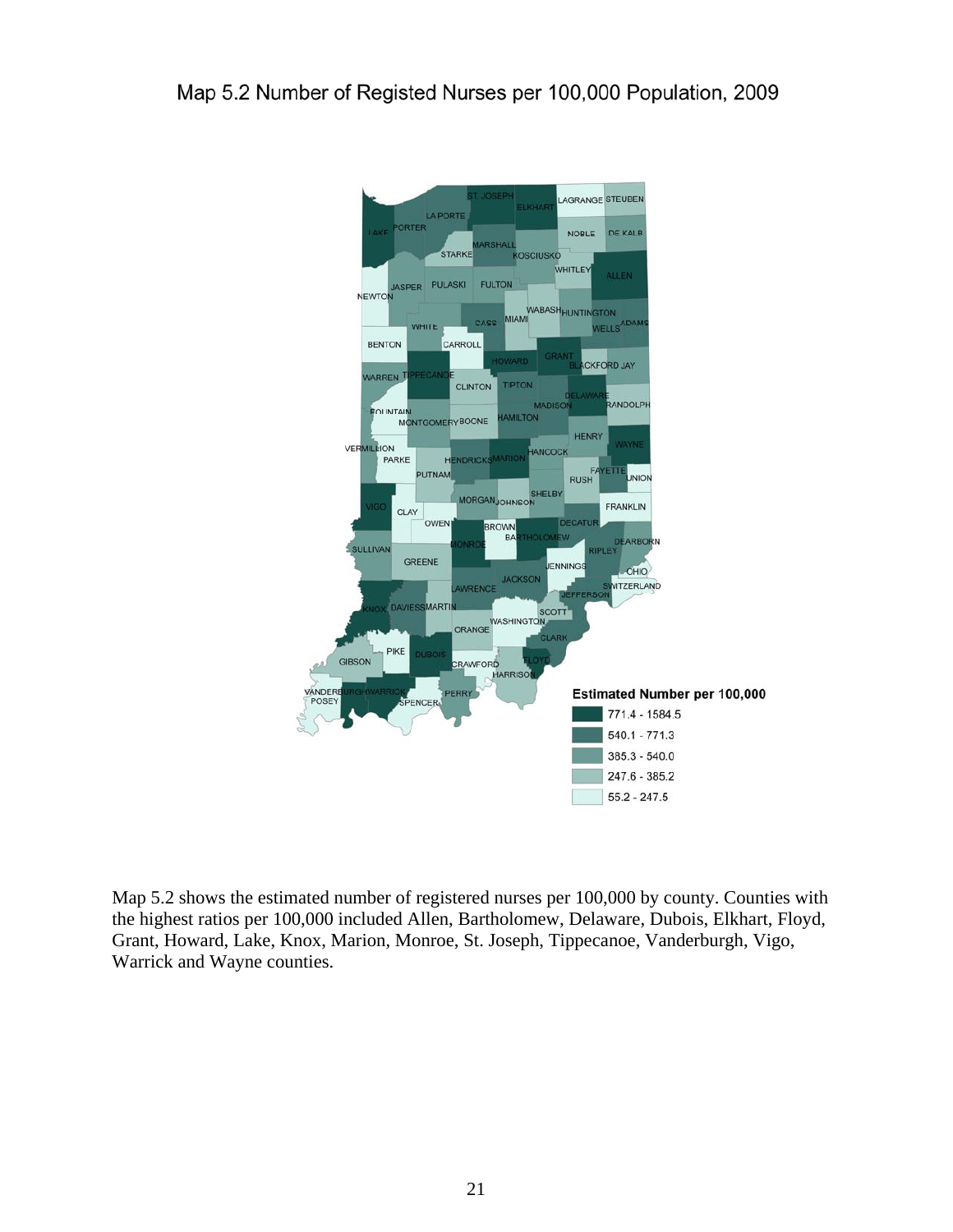## Map 5.2 Number of Registed Nurses per 100,000 Population, 2009

Estimated Number per 100,000

- 771.4 - 1584.5
- 540.1 - 771.3
- 385.3 - 540.0
- 247.6 - 385.2
- 55.2 - 247.5

Map 5.2 shows the estimated number of registered nurses per 100,000 by county. Counties with the highest ratios per 100,000 included Allen, Bartholomew, Delaware, Dubois, Elkhart, Floyd, Grant, Howard, Lake, Knox, Marion, Monroe, St. Joseph, Tippecanoe, Vanderburgh, Vigo, Warrick and Wayne counties.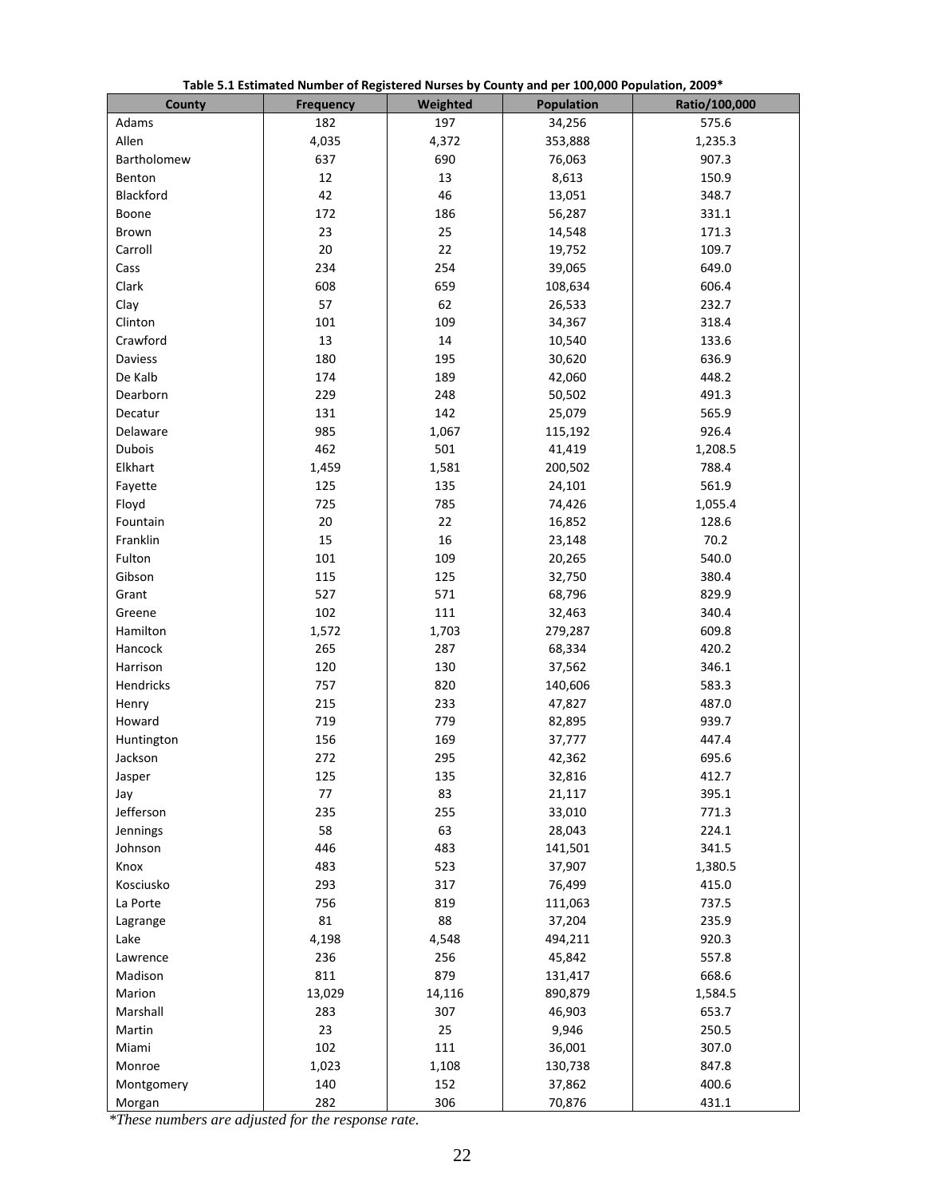**Table 5.1 Estimated Number of Registered Nurses by County and per 100,000 Population, 2009***

| County | Frequency | Weighted | Population | Ratio/100,000 |
|---|---|---|---|---|
| Adams | 182 | 197 | 34,256 | 575.6 |
| Allen | 4,035 | 4,372 | 353,888 | 1,235.3 |
| Bartholomew | 637 | 690 | 76,063 | 907.3 |
| Benton | 12 | 13 | 8,613 | 150.9 |
| Blackford | 42 | 46 | 13,051 | 348.7 |
| Boone | 172 | 186 | 56,287 | 331.1 |
| Brown | 23 | 25 | 14,548 | 171.3 |
| Carroll | 20 | 22 | 19,752 | 109.7 |
| Cass | 234 | 254 | 39,065 | 649.0 |
| Clark | 608 | 659 | 108,634 | 606.4 |
| Clay | 57 | 62 | 26,533 | 232.7 |
| Clinton | 101 | 109 | 34,367 | 318.4 |
| Crawford | 13 | 14 | 10,540 | 133.6 |
| Daviess | 180 | 195 | 30,620 | 636.9 |
| De Kalb | 174 | 189 | 42,060 | 448.2 |
| Dearborn | 229 | 248 | 50,502 | 491.3 |
| Decatur | 131 | 142 | 25,079 | 565.9 |
| Delaware | 985 | 1,067 | 115,192 | 926.4 |
| Dubois | 462 | 501 | 41,419 | 1,208.5 |
| Elkhart | 1,459 | 1,581 | 200,502 | 788.4 |
| Fayette | 125 | 135 | 24,101 | 561.9 |
| Floyd | 725 | 785 | 74,426 | 1,055.4 |
| Fountain | 20 | 22 | 16,852 | 128.6 |
| Franklin | 15 | 16 | 23,148 | 70.2 |
| Fulton | 101 | 109 | 20,265 | 540.0 |
| Gibson | 115 | 125 | 32,750 | 380.4 |
| Grant | 527 | 571 | 68,796 | 829.9 |
| Greene | 102 | 111 | 32,463 | 340.4 |
| Hamilton | 1,572 | 1,703 | 279,287 | 609.8 |
| Hancock | 265 | 287 | 68,334 | 420.2 |
| Harrison | 120 | 130 | 37,562 | 346.1 |
| Hendricks | 757 | 820 | 140,606 | 583.3 |
| Henry | 215 | 233 | 47,827 | 487.0 |
| Howard | 719 | 779 | 82,895 | 939.7 |
| Huntington | 156 | 169 | 37,777 | 447.4 |
| Jackson | 272 | 295 | 42,362 | 695.6 |
| Jasper | 125 | 135 | 32,816 | 412.7 |
| Jay | 77 | 83 | 21,117 | 395.1 |
| Jefferson | 235 | 255 | 33,010 | 771.3 |
| Jennings | 58 | 63 | 28,043 | 224.1 |
| Johnson | 446 | 483 | 141,501 | 341.5 |
| Knox | 483 | 523 | 37,907 | 1,380.5 |
| Kosciusko | 293 | 317 | 76,499 | 415.0 |
| La Porte | 756 | 819 | 111,063 | 737.5 |
| Lagrange | 81 | 88 | 37,204 | 235.9 |
| Lake | 4,198 | 4,548 | 494,211 | 920.3 |
| Lawrence | 236 | 256 | 45,842 | 557.8 |
| Madison | 811 | 879 | 131,417 | 668.6 |
| Marion | 13,029 | 14,116 | 890,879 | 1,584.5 |
| Marshall | 283 | 307 | 46,903 | 653.7 |
| Martin | 23 | 25 | 9,946 | 250.5 |
| Miami | 102 | 111 | 36,001 | 307.0 |
| Monroe | 1,023 | 1,108 | 130,738 | 847.8 |
| Montgomery | 140 | 152 | 37,862 | 400.6 |
| Morgan | 282 | 306 | 70,876 | 431.1 |

*These numbers are adjusted for the response rate.*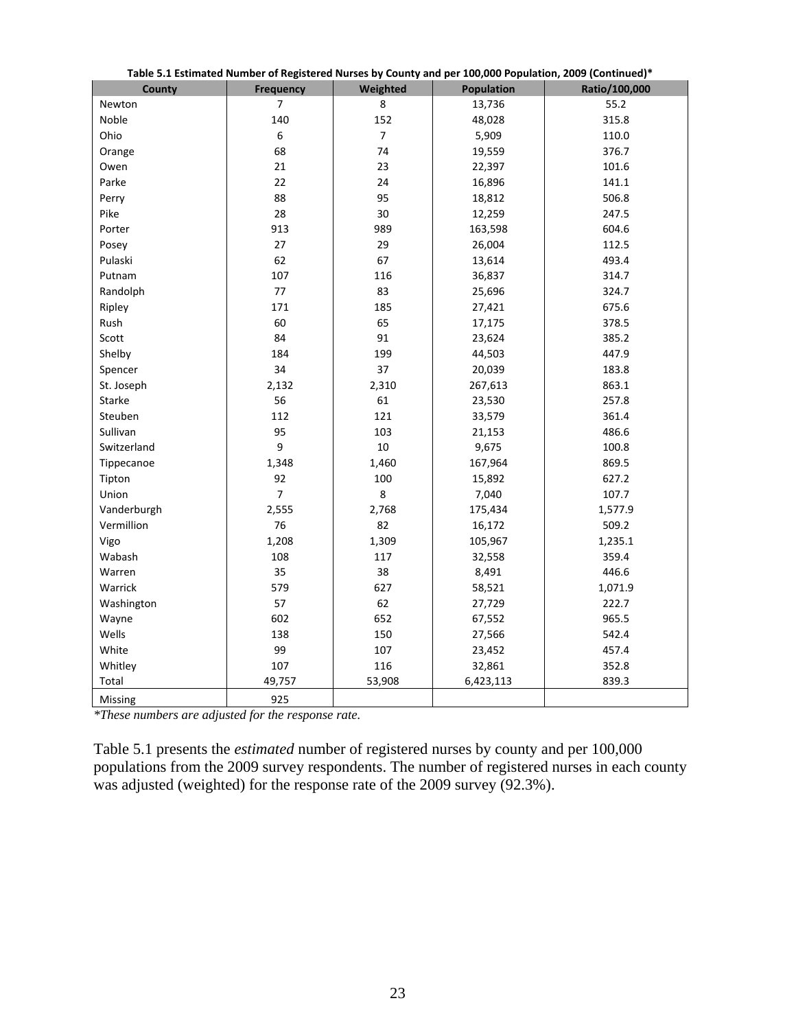**Table 5.1 Estimated Number of Registered Nurses by County and per 100,000 Population, 2009 (Continued)***

| County | Frequency | Weighted | Population | Ratio/100,000 |
|---|---|---|---|---|
| Newton | 7 | 8 | 13,736 | 55.2 |
| Noble | 140 | 152 | 48,028 | 315.8 |
| Ohio | 6 | 7 | 5,909 | 110.0 |
| Orange | 68 | 74 | 19,559 | 376.7 |
| Owen | 21 | 23 | 22,397 | 101.6 |
| Parke | 22 | 24 | 16,896 | 141.1 |
| Perry | 88 | 95 | 18,812 | 506.8 |
| Pike | 28 | 30 | 12,259 | 247.5 |
| Porter | 913 | 989 | 163,598 | 604.6 |
| Posey | 27 | 29 | 26,004 | 112.5 |
| Pulaski | 62 | 67 | 13,614 | 493.4 |
| Putnam | 107 | 116 | 36,837 | 314.7 |
| Randolph | 77 | 83 | 25,696 | 324.7 |
| Ripley | 171 | 185 | 27,421 | 675.6 |
| Rush | 60 | 65 | 17,175 | 378.5 |
| Scott | 84 | 91 | 23,624 | 385.2 |
| Shelby | 184 | 199 | 44,503 | 447.9 |
| Spencer | 34 | 37 | 20,039 | 183.8 |
| St. Joseph | 2,132 | 2,310 | 267,613 | 863.1 |
| Starke | 56 | 61 | 23,530 | 257.8 |
| Steuben | 112 | 121 | 33,579 | 361.4 |
| Sullivan | 95 | 103 | 21,153 | 486.6 |
| Switzerland | 9 | 10 | 9,675 | 100.8 |
| Tippecanoe | 1,348 | 1,460 | 167,964 | 869.5 |
| Tipton | 92 | 100 | 15,892 | 627.2 |
| Union | 7 | 8 | 7,040 | 107.7 |
| Vanderburgh | 2,555 | 2,768 | 175,434 | 1,577.9 |
| Vermillion | 76 | 82 | 16,172 | 509.2 |
| Vigo | 1,208 | 1,309 | 105,967 | 1,235.1 |
| Wabash | 108 | 117 | 32,558 | 359.4 |
| Warren | 35 | 38 | 8,491 | 446.6 |
| Warrick | 579 | 627 | 58,521 | 1,071.9 |
| Washington | 57 | 62 | 27,729 | 222.7 |
| Wayne | 602 | 652 | 67,552 | 965.5 |
| Wells | 138 | 150 | 27,566 | 542.4 |
| White | 99 | 107 | 23,452 | 457.4 |
| Whitley | 107 | 116 | 32,861 | 352.8 |
| Total | 49,757 | 53,908 | 6,423,113 | 839.3 |
| Missing | 925 | | | |

**These numbers are adjusted for the response rate.*

Table 5.1 presents the *estimated* number of registered nurses by county and per 100,000 populations from the 2009 survey respondents. The number of registered nurses in each county was adjusted (weighted) for the response rate of the 2009 survey (92.3%).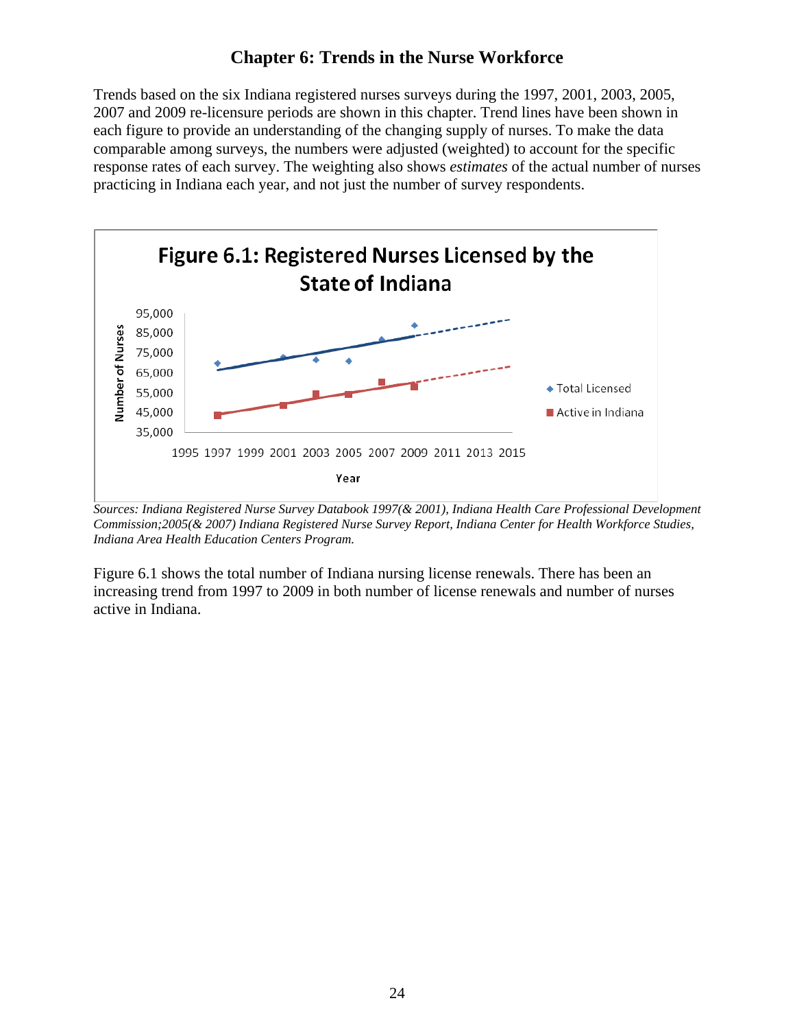# Chapter 6: Trends in the Nurse Workforce

Trends based on the six Indiana registered nurses surveys during the 1997, 2001, 2003, 2005, 2007 and 2009 re-licensure periods are shown in this chapter. Trend lines have been shown in each figure to provide an understanding of the changing supply of nurses. To make the data comparable among surveys, the numbers were adjusted (weighted) to account for the specific response rates of each survey. The weighting also shows *estimates* of the actual number of nurses practicing in Indiana each year, and not just the number of survey respondents.

**Figure 6.1: Registered Nurses Licensed by the State of Indiana**

*Sources: Indiana Registered Nurse Survey Databook 1997(& 2001), Indiana Health Care Professional Development Commission;2005(& 2007) Indiana Registered Nurse Survey Report, Indiana Center for Health Workforce Studies, Indiana Area Health Education Centers Program.*

Figure 6.1 shows the total number of Indiana nursing license renewals. There has been an increasing trend from 1997 to 2009 in both number of license renewals and number of nurses active in Indiana.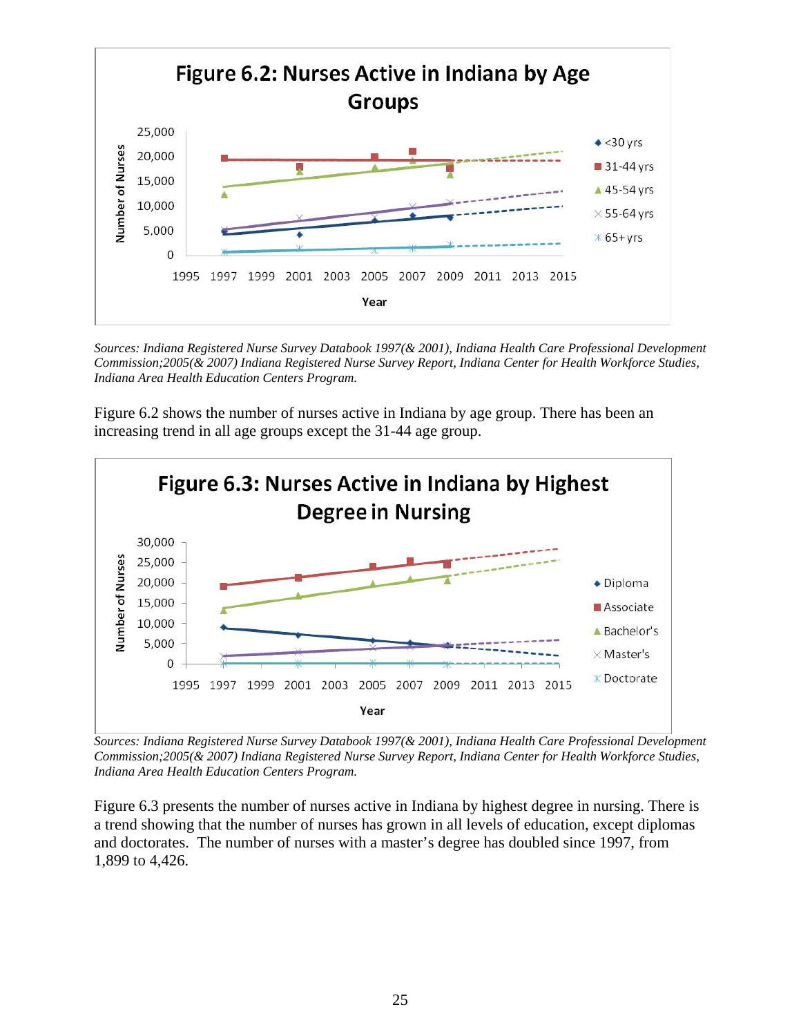**Figure 6.2: Nurses Active in Indiana by Age Groups**

*Sources: Indiana Registered Nurse Survey Databook 1997(& 2001), Indiana Health Care Professional Development Commission;2005(& 2007) Indiana Registered Nurse Survey Report, Indiana Center for Health Workforce Studies, Indiana Area Health Education Centers Program.*

Figure 6.2 shows the number of nurses active in Indiana by age group. There has been an increasing trend in all age groups except the 31-44 age group.

**Figure 6.3: Nurses Active in Indiana by Highest Degree in Nursing**

*Sources: Indiana Registered Nurse Survey Databook 1997(& 2001), Indiana Health Care Professional Development Commission;2005(& 2007) Indiana Registered Nurse Survey Report, Indiana Center for Health Workforce Studies, Indiana Area Health Education Centers Program.*

Figure 6.3 presents the number of nurses active in Indiana by highest degree in nursing. There is a trend showing that the number of nurses has grown in all levels of education, except diplomas and doctorates. The number of nurses with a master's degree has doubled since 1997, from 1,899 to 4,426.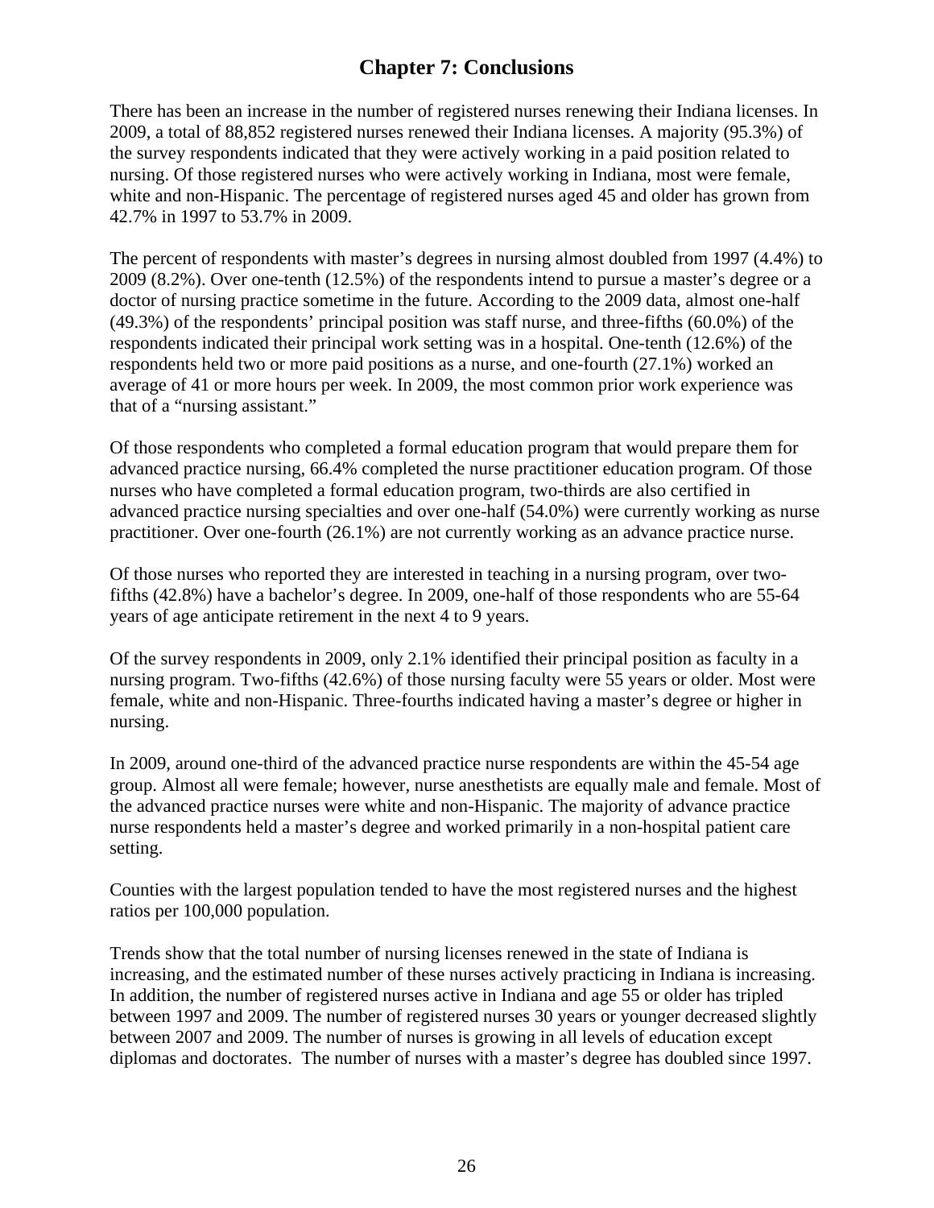# Chapter 7: Conclusions

There has been an increase in the number of registered nurses renewing their Indiana licenses. In 2009, a total of 88,852 registered nurses renewed their Indiana licenses. A majority (95.3%) of the survey respondents indicated that they were actively working in a paid position related to nursing. Of those registered nurses who were actively working in Indiana, most were female, white and non-Hispanic. The percentage of registered nurses aged 45 and older has grown from 42.7% in 1997 to 53.7% in 2009.

The percent of respondents with master's degrees in nursing almost doubled from 1997 (4.4%) to 2009 (8.2%). Over one-tenth (12.5%) of the respondents intend to pursue a master's degree or a doctor of nursing practice sometime in the future. According to the 2009 data, almost one-half (49.3%) of the respondents' principal position was staff nurse, and three-fifths (60.0%) of the respondents indicated their principal work setting was in a hospital. One-tenth (12.6%) of the respondents held two or more paid positions as a nurse, and one-fourth (27.1%) worked an average of 41 or more hours per week. In 2009, the most common prior work experience was that of a "nursing assistant."

Of those respondents who completed a formal education program that would prepare them for advanced practice nursing, 66.4% completed the nurse practitioner education program. Of those nurses who have completed a formal education program, two-thirds are also certified in advanced practice nursing specialties and over one-half (54.0%) were currently working as nurse practitioner. Over one-fourth (26.1%) are not currently working as an advance practice nurse.

Of those nurses who reported they are interested in teaching in a nursing program, over two-fifths (42.8%) have a bachelor's degree. In 2009, one-half of those respondents who are 55-64 years of age anticipate retirement in the next 4 to 9 years.

Of the survey respondents in 2009, only 2.1% identified their principal position as faculty in a nursing program. Two-fifths (42.6%) of those nursing faculty were 55 years or older. Most were female, white and non-Hispanic. Three-fourths indicated having a master's degree or higher in nursing.

In 2009, around one-third of the advanced practice nurse respondents are within the 45-54 age group. Almost all were female; however, nurse anesthetists are equally male and female. Most of the advanced practice nurses were white and non-Hispanic. The majority of advance practice nurse respondents held a master's degree and worked primarily in a non-hospital patient care setting.

Counties with the largest population tended to have the most registered nurses and the highest ratios per 100,000 population.

Trends show that the total number of nursing licenses renewed in the state of Indiana is increasing, and the estimated number of these nurses actively practicing in Indiana is increasing. In addition, the number of registered nurses active in Indiana and age 55 or older has tripled between 1997 and 2009. The number of registered nurses 30 years or younger decreased slightly between 2007 and 2009. The number of nurses is growing in all levels of education except diplomas and doctorates. The number of nurses with a master's degree has doubled since 1997.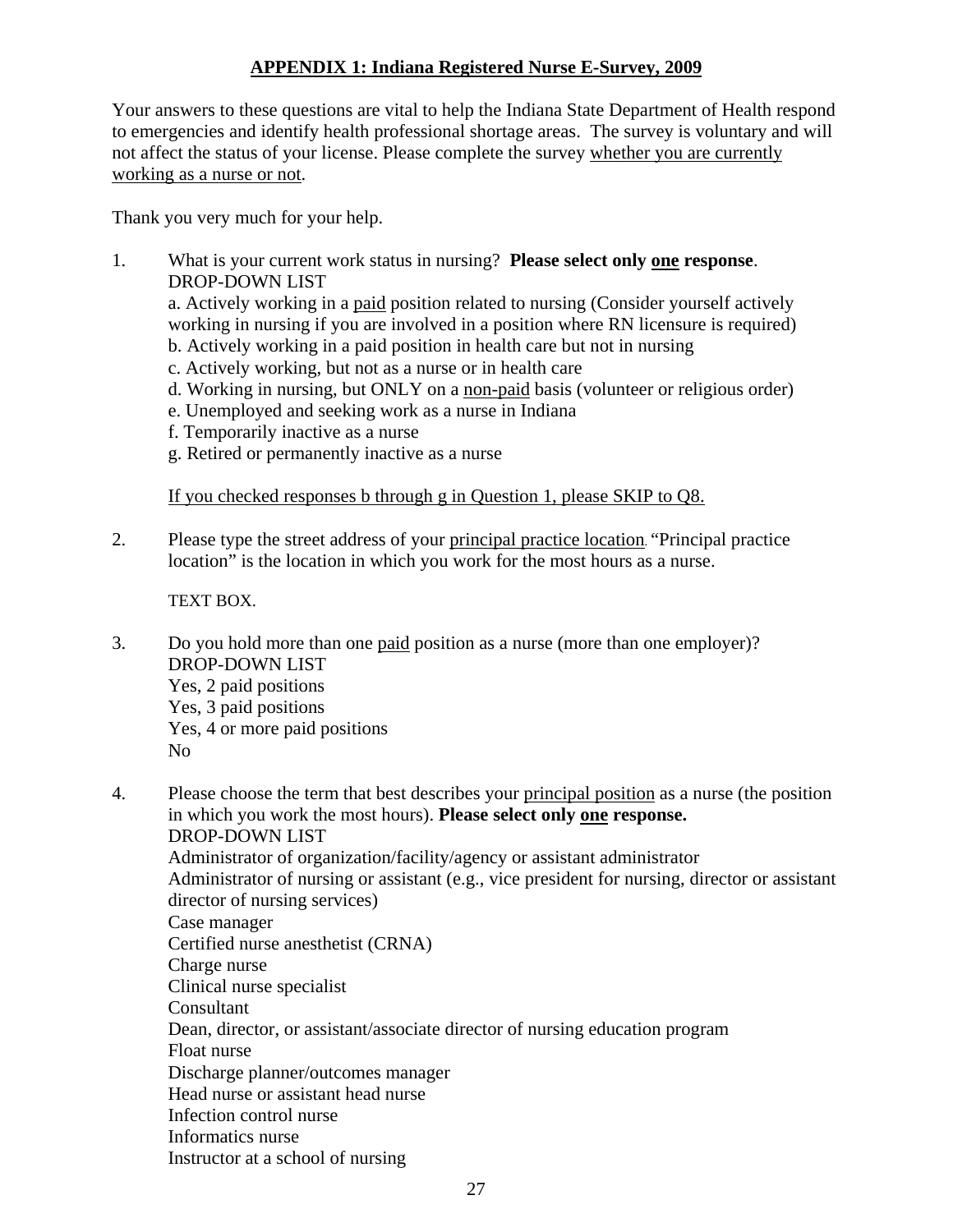## APPENDIX 1: Indiana Registered Nurse E-Survey, 2009

Your answers to these questions are vital to help the Indiana State Department of Health respond to emergencies and identify health professional shortage areas. The survey is voluntary and will not affect the status of your license. Please complete the survey whether you are currently working as a nurse or not.

Thank you very much for your help.

1. What is your current work status in nursing? **Please select only one response**.
   DROP-DOWN LIST
   a. Actively working in a paid position related to nursing (Consider yourself actively working in nursing if you are involved in a position where RN licensure is required)
   b. Actively working in a paid position in health care but not in nursing
   c. Actively working, but not as a nurse or in health care
   d. Working in nursing, but ONLY on a non-paid basis (volunteer or religious order)
   e. Unemployed and seeking work as a nurse in Indiana
   f. Temporarily inactive as a nurse
   g. Retired or permanently inactive as a nurse

   If you checked responses b through g in Question 1, please SKIP to Q8.

2. Please type the street address of your principal practice location. "Principal practice location" is the location in which you work for the most hours as a nurse.

   TEXT BOX.

3. Do you hold more than one paid position as a nurse (more than one employer)?
   DROP-DOWN LIST
   Yes, 2 paid positions
   Yes, 3 paid positions
   Yes, 4 or more paid positions
   No

4. Please choose the term that best describes your principal position as a nurse (the position in which you work the most hours). **Please select only one response.**
   DROP-DOWN LIST
   Administrator of organization/facility/agency or assistant administrator
   Administrator of nursing or assistant (e.g., vice president for nursing, director or assistant director of nursing services)
   Case manager
   Certified nurse anesthetist (CRNA)
   Charge nurse
   Clinical nurse specialist
   Consultant
   Dean, director, or assistant/associate director of nursing education program
   Float nurse
   Discharge planner/outcomes manager
   Head nurse or assistant head nurse
   Infection control nurse
   Informatics nurse
   Instructor at a school of nursing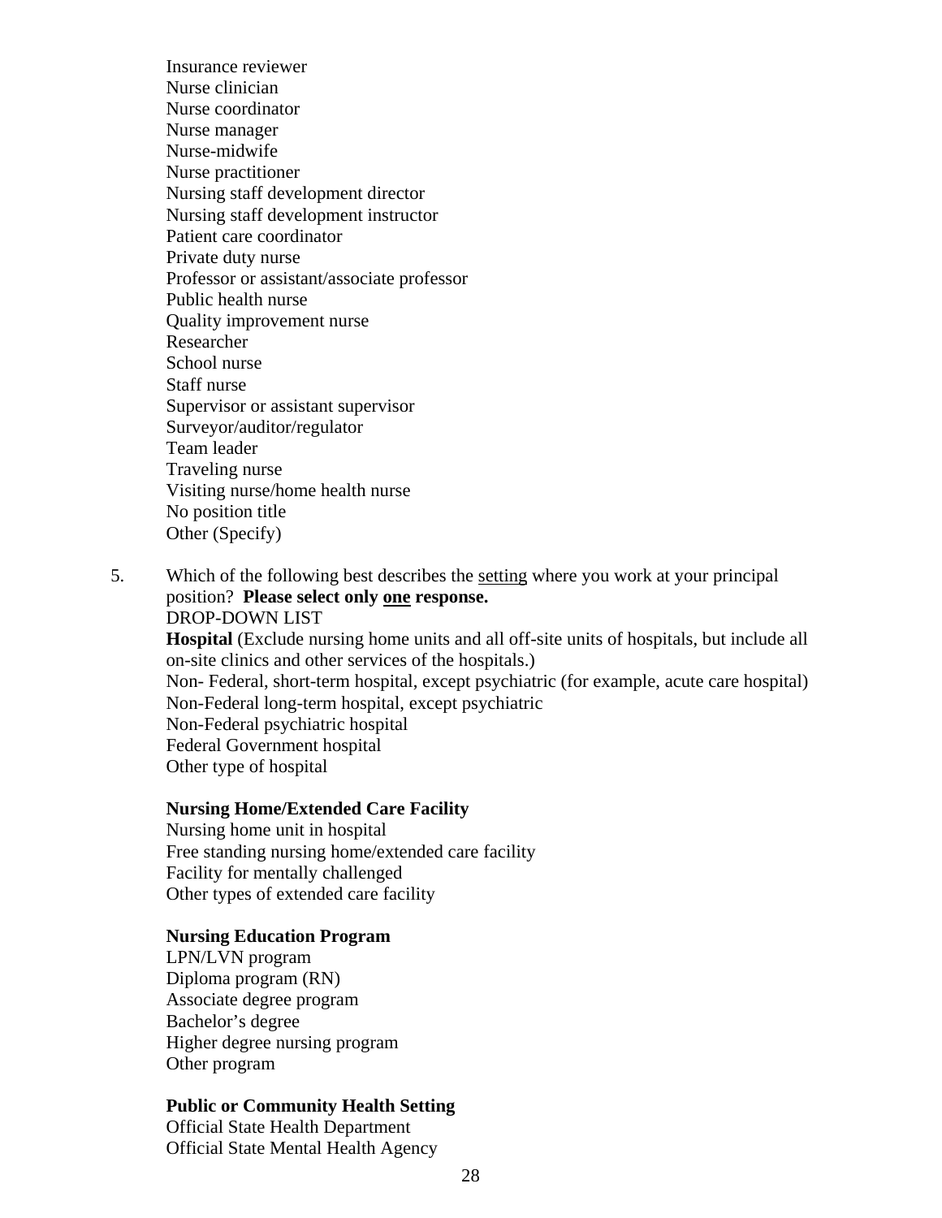Insurance reviewer
Nurse clinician
Nurse coordinator
Nurse manager
Nurse-midwife
Nurse practitioner
Nursing staff development director
Nursing staff development instructor
Patient care coordinator
Private duty nurse
Professor or assistant/associate professor
Public health nurse
Quality improvement nurse
Researcher
School nurse
Staff nurse
Supervisor or assistant supervisor
Surveyor/auditor/regulator
Team leader
Traveling nurse
Visiting nurse/home health nurse
No position title
Other (Specify)

5. Which of the following best describes the <u>setting</u> where you work at your principal position? **Please select only <u>one</u> response.**
DROP-DOWN LIST
**Hospital** (Exclude nursing home units and all off-site units of hospitals, but include all on-site clinics and other services of the hospitals.)
Non- Federal, short-term hospital, except psychiatric (for example, acute care hospital)
Non-Federal long-term hospital, except psychiatric
Non-Federal psychiatric hospital
Federal Government hospital
Other type of hospital

**Nursing Home/Extended Care Facility**
Nursing home unit in hospital
Free standing nursing home/extended care facility
Facility for mentally challenged
Other types of extended care facility

**Nursing Education Program**
LPN/LVN program
Diploma program (RN)
Associate degree program
Bachelor's degree
Higher degree nursing program
Other program

**Public or Community Health Setting**
Official State Health Department
Official State Mental Health Agency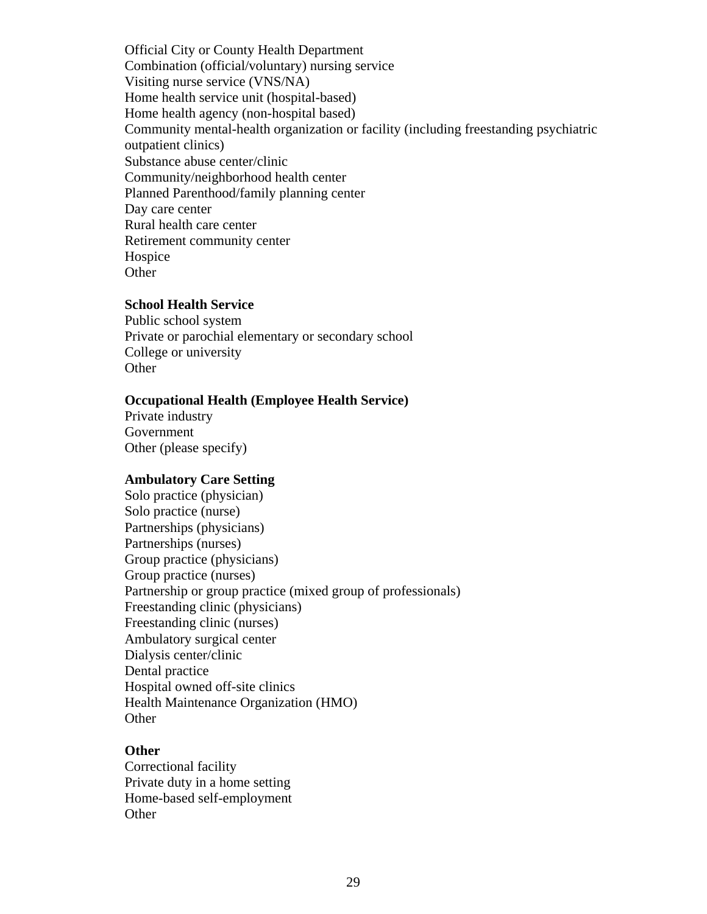Official City or County Health Department
Combination (official/voluntary) nursing service
Visiting nurse service (VNS/NA)
Home health service unit (hospital-based)
Home health agency (non-hospital based)
Community mental-health organization or facility (including freestanding psychiatric outpatient clinics)
Substance abuse center/clinic
Community/neighborhood health center
Planned Parenthood/family planning center
Day care center
Rural health care center
Retirement community center
Hospice
Other

**School Health Service**
Public school system
Private or parochial elementary or secondary school
College or university
Other

**Occupational Health (Employee Health Service)**
Private industry
Government
Other (please specify)

**Ambulatory Care Setting**
Solo practice (physician)
Solo practice (nurse)
Partnerships (physicians)
Partnerships (nurses)
Group practice (physicians)
Group practice (nurses)
Partnership or group practice (mixed group of professionals)
Freestanding clinic (physicians)
Freestanding clinic (nurses)
Ambulatory surgical center
Dialysis center/clinic
Dental practice
Hospital owned off-site clinics
Health Maintenance Organization (HMO)
Other

**Other**
Correctional facility
Private duty in a home setting
Home-based self-employment
Other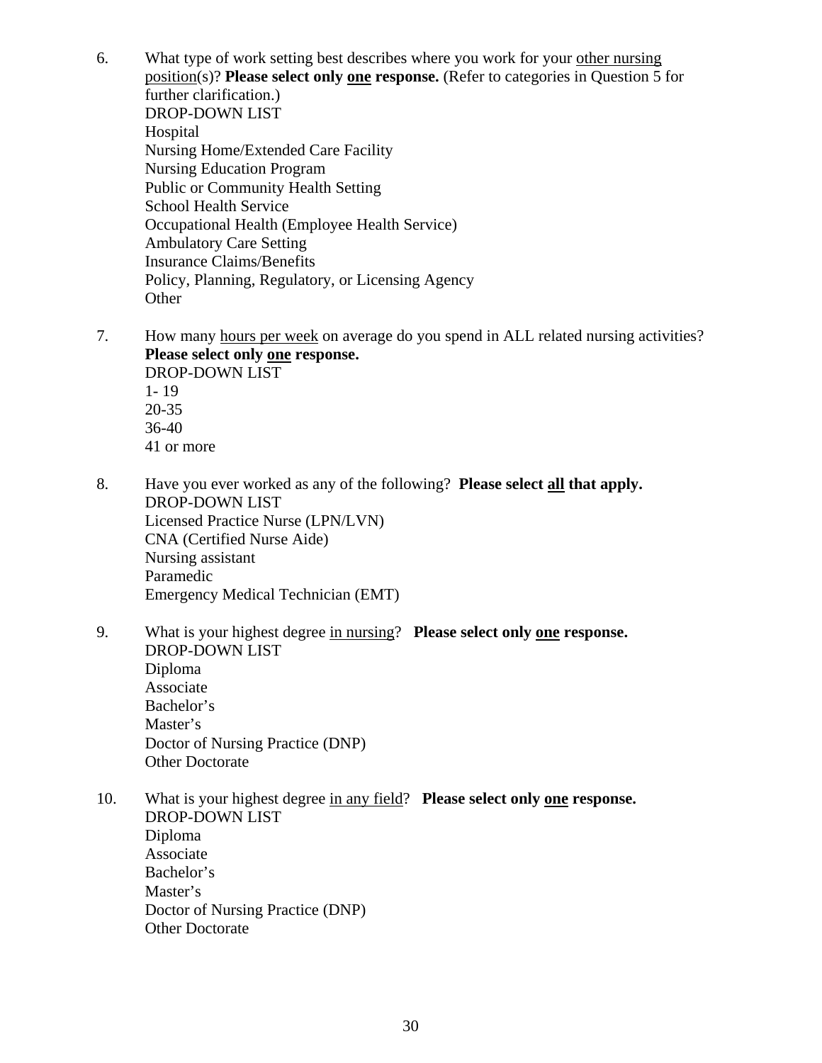6. What type of work setting best describes where you work for your <u>other nursing position</u>(s)? **Please select only <u>one</u> response.** (Refer to categories in Question 5 for further clarification.)
   DROP-DOWN LIST
   Hospital
   Nursing Home/Extended Care Facility
   Nursing Education Program
   Public or Community Health Setting
   School Health Service
   Occupational Health (Employee Health Service)
   Ambulatory Care Setting
   Insurance Claims/Benefits
   Policy, Planning, Regulatory, or Licensing Agency
   Other

7. How many <u>hours per week</u> on average do you spend in ALL related nursing activities? **Please select only <u>one</u> response.**
   DROP-DOWN LIST
   1- 19
   20-35
   36-40
   41 or more

8. Have you ever worked as any of the following? **Please select <u>all</u> that apply.**
   DROP-DOWN LIST
   Licensed Practice Nurse (LPN/LVN)
   CNA (Certified Nurse Aide)
   Nursing assistant
   Paramedic
   Emergency Medical Technician (EMT)

9. What is your highest degree <u>in nursing</u>? **Please select only <u>one</u> response.**
   DROP-DOWN LIST
   Diploma
   Associate
   Bachelor's
   Master's
   Doctor of Nursing Practice (DNP)
   Other Doctorate

10. What is your highest degree <u>in any field</u>? **Please select only <u>one</u> response.**
    DROP-DOWN LIST
    Diploma
    Associate
    Bachelor's
    Master's
    Doctor of Nursing Practice (DNP)
    Other Doctorate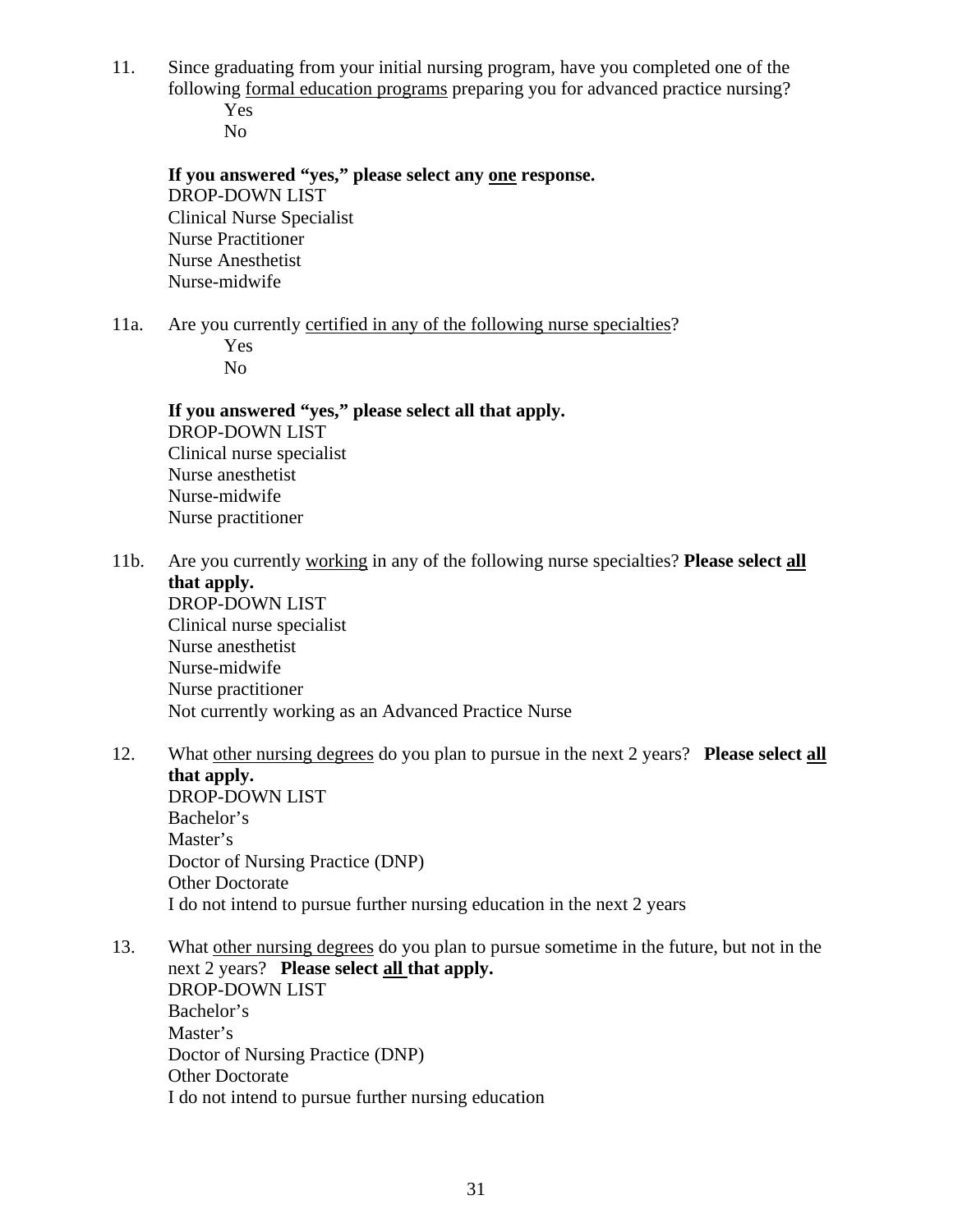11. Since graduating from your initial nursing program, have you completed one of the following <u>formal education programs</u> preparing you for advanced practice nursing?

    Yes
    No

    **If you answered "yes," please select any <u>one</u> response.**
    DROP-DOWN LIST
    Clinical Nurse Specialist
    Nurse Practitioner
    Nurse Anesthetist
    Nurse-midwife

11a. Are you currently <u>certified in any of the following nurse specialties</u>?

    Yes
    No

    **If you answered "yes," please select all that apply.**
    DROP-DOWN LIST
    Clinical nurse specialist
    Nurse anesthetist
    Nurse-midwife
    Nurse practitioner

11b. Are you currently <u>working</u> in any of the following nurse specialties? **Please select <u>all</u> that apply.**
    DROP-DOWN LIST
    Clinical nurse specialist
    Nurse anesthetist
    Nurse-midwife
    Nurse practitioner
    Not currently working as an Advanced Practice Nurse

12. What <u>other nursing degrees</u> do you plan to pursue in the next 2 years? **Please select <u>all</u> that apply.**
    DROP-DOWN LIST
    Bachelor's
    Master's
    Doctor of Nursing Practice (DNP)
    Other Doctorate
    I do not intend to pursue further nursing education in the next 2 years

13. What <u>other nursing degrees</u> do you plan to pursue sometime in the future, but not in the next 2 years? **Please select <u>all</u> that apply.**
    DROP-DOWN LIST
    Bachelor's
    Master's
    Doctor of Nursing Practice (DNP)
    Other Doctorate
    I do not intend to pursue further nursing education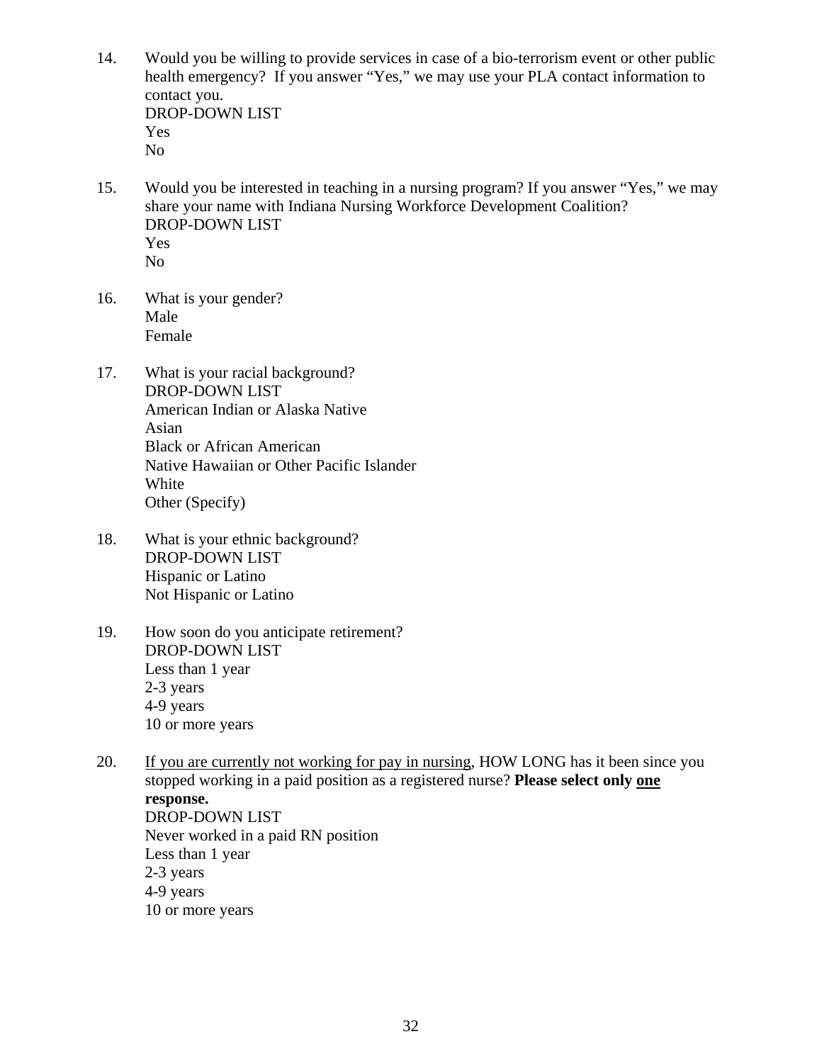14. Would you be willing to provide services in case of a bio-terrorism event or other public health emergency? If you answer "Yes," we may use your PLA contact information to contact you.
    DROP-DOWN LIST
    Yes
    No

15. Would you be interested in teaching in a nursing program? If you answer "Yes," we may share your name with Indiana Nursing Workforce Development Coalition?
    DROP-DOWN LIST
    Yes
    No

16. What is your gender?
    Male
    Female

17. What is your racial background?
    DROP-DOWN LIST
    American Indian or Alaska Native
    Asian
    Black or African American
    Native Hawaiian or Other Pacific Islander
    White
    Other (Specify)

18. What is your ethnic background?
    DROP-DOWN LIST
    Hispanic or Latino
    Not Hispanic or Latino

19. How soon do you anticipate retirement?
    DROP-DOWN LIST
    Less than 1 year
    2-3 years
    4-9 years
    10 or more years

20. <u>If you are currently not working for pay in nursing</u>, HOW LONG has it been since you stopped working in a paid position as a registered nurse? **Please select only <u>one</u> response.**
    DROP-DOWN LIST
    Never worked in a paid RN position
    Less than 1 year
    2-3 years
    4-9 years
    10 or more years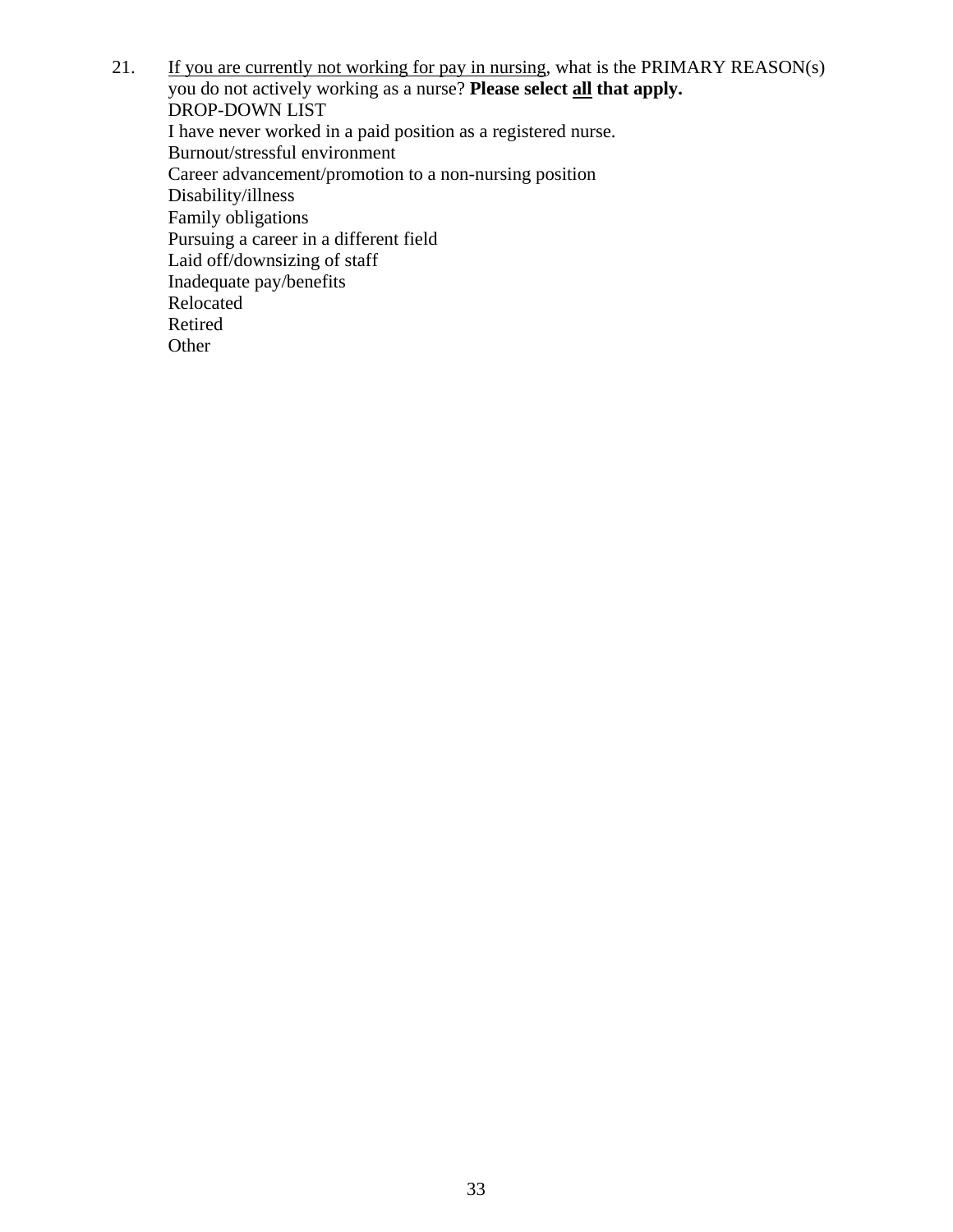21. <u>If you are currently not working for pay in nursing</u>, what is the PRIMARY REASON(s) you do not actively working as a nurse? **Please select <u>all</u> that apply.**
    DROP-DOWN LIST
    I have never worked in a paid position as a registered nurse.
    Burnout/stressful environment
    Career advancement/promotion to a non-nursing position
    Disability/illness
    Family obligations
    Pursuing a career in a different field
    Laid off/downsizing of staff
    Inadequate pay/benefits
    Relocated
    Retired
    Other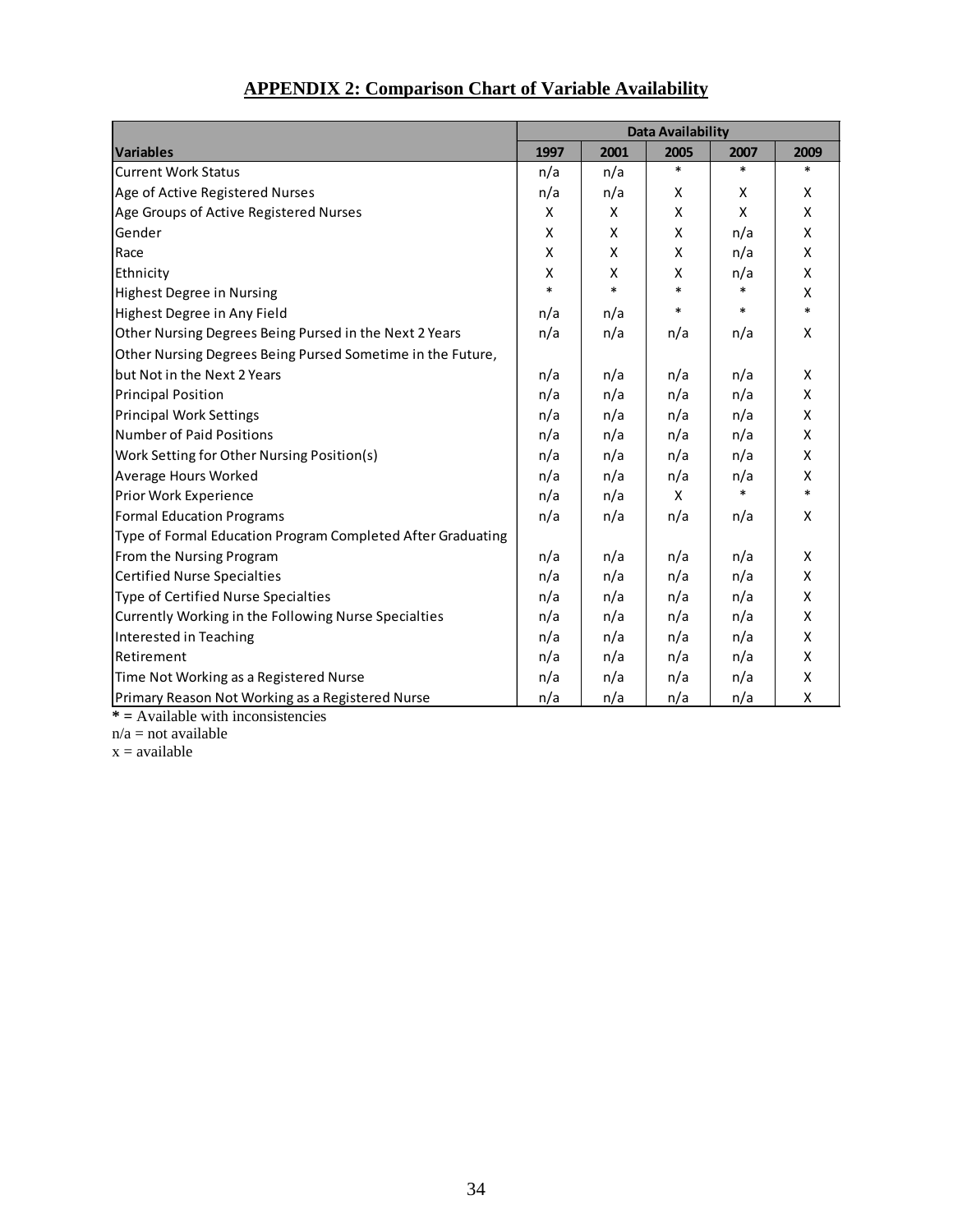## APPENDIX 2: Comparison Chart of Variable Availability

| Variables | Data Availability | | | | |
|---|---|---|---|---|---|
| | 1997 | 2001 | 2005 | 2007 | 2009 |
| Current Work Status | n/a | n/a | * | * | * |
| Age of Active Registered Nurses | n/a | n/a | X | X | X |
| Age Groups of Active Registered Nurses | X | X | X | X | X |
| Gender | X | X | X | n/a | X |
| Race | X | X | X | n/a | X |
| Ethnicity | X | X | X | n/a | X |
| Highest Degree in Nursing | * | * | * | * | X |
| Highest Degree in Any Field | n/a | n/a | * | * | * |
| Other Nursing Degrees Being Pursed in the Next 2 Years | n/a | n/a | n/a | n/a | X |
| Other Nursing Degrees Being Pursed Sometime in the Future, but Not in the Next 2 Years | n/a | n/a | n/a | n/a | X |
| Principal Position | n/a | n/a | n/a | n/a | X |
| Principal Work Settings | n/a | n/a | n/a | n/a | X |
| Number of Paid Positions | n/a | n/a | n/a | n/a | X |
| Work Setting for Other Nursing Position(s) | n/a | n/a | n/a | n/a | X |
| Average Hours Worked | n/a | n/a | n/a | n/a | X |
| Prior Work Experience | n/a | n/a | X | * | * |
| Formal Education Programs | n/a | n/a | n/a | n/a | X |
| Type of Formal Education Program Completed After Graduating From the Nursing Program | n/a | n/a | n/a | n/a | X |
| Certified Nurse Specialties | n/a | n/a | n/a | n/a | X |
| Type of Certified Nurse Specialties | n/a | n/a | n/a | n/a | X |
| Currently Working in the Following Nurse Specialties | n/a | n/a | n/a | n/a | X |
| Interested in Teaching | n/a | n/a | n/a | n/a | X |
| Retirement | n/a | n/a | n/a | n/a | X |
| Time Not Working as a Registered Nurse | n/a | n/a | n/a | n/a | X |
| Primary Reason Not Working as a Registered Nurse | n/a | n/a | n/a | n/a | X |

**\*** = Available with inconsistencies
n/a = not available
x = available